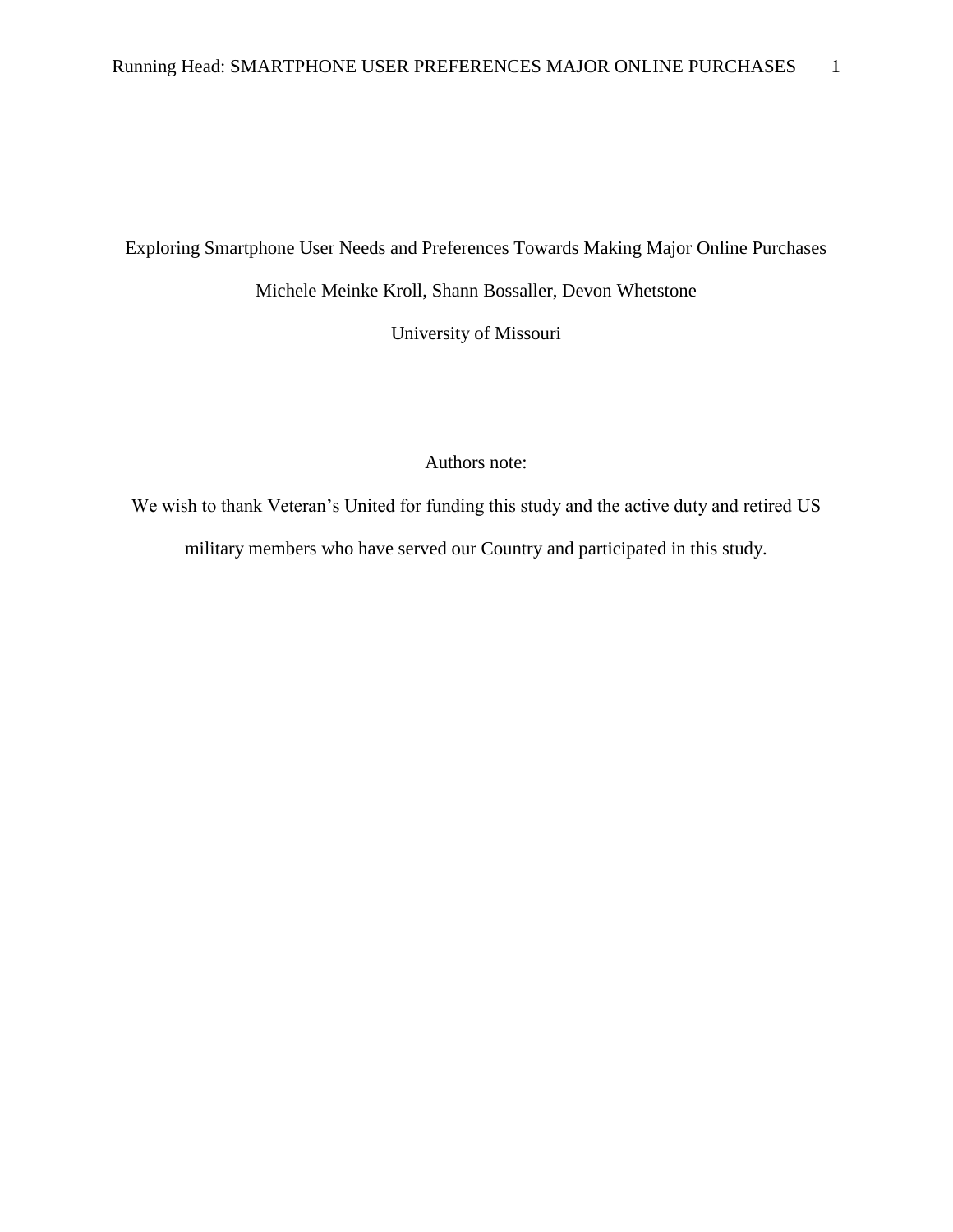# Exploring Smartphone User Needs and Preferences Towards Making Major Online Purchases

Michele Meinke Kroll, Shann Bossaller, Devon Whetstone

University of Missouri

Authors note:

We wish to thank Veteran's United for funding this study and the active duty and retired US military members who have served our Country and participated in this study.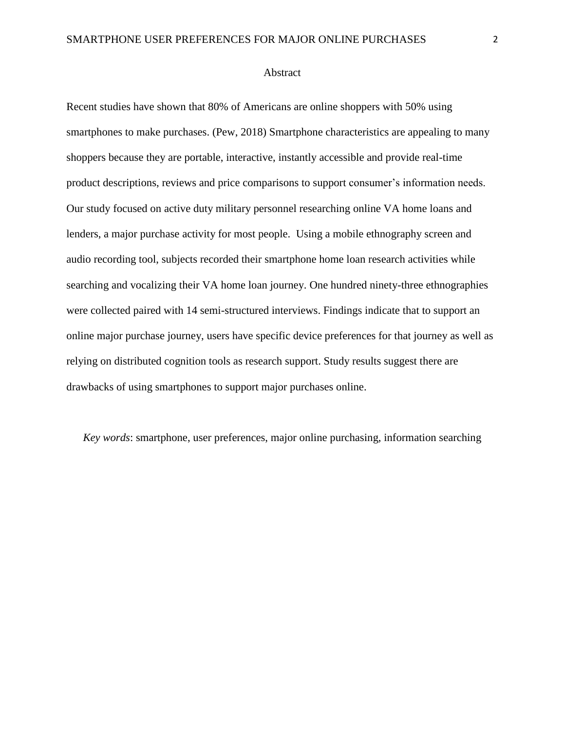# Abstract

Recent studies have shown that 80% of Americans are online shoppers with 50% using smartphones to make purchases. (Pew, 2018) Smartphone characteristics are appealing to many shoppers because they are portable, interactive, instantly accessible and provide real-time product descriptions, reviews and price comparisons to support consumer's information needs. Our study focused on active duty military personnel researching online VA home loans and lenders, a major purchase activity for most people. Using a mobile ethnography screen and audio recording tool, subjects recorded their smartphone home loan research activities while searching and vocalizing their VA home loan journey. One hundred ninety-three ethnographies were collected paired with 14 semi-structured interviews. Findings indicate that to support an online major purchase journey, users have specific device preferences for that journey as well as relying on distributed cognition tools as research support. Study results suggest there are drawbacks of using smartphones to support major purchases online.

*Key words*: smartphone, user preferences, major online purchasing, information searching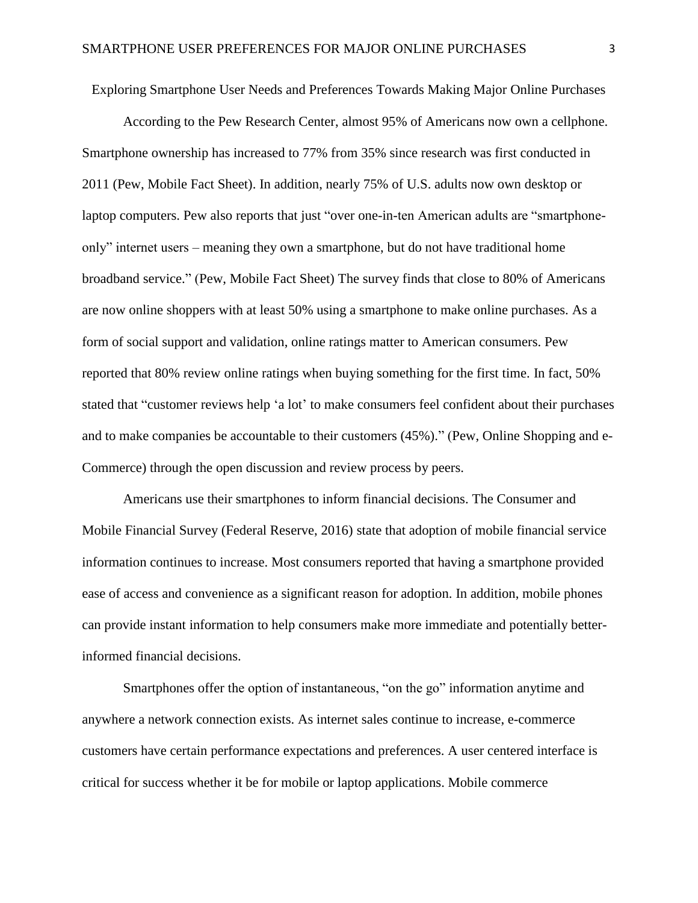# Exploring Smartphone User Needs and Preferences Towards Making Major Online Purchases

According to the Pew Research Center, almost 95% of Americans now own a cellphone. Smartphone ownership has increased to 77% from 35% since research was first conducted in 2011 (Pew, Mobile Fact Sheet). In addition, nearly 75% of U.S. adults now own desktop or laptop computers. Pew also reports that just "over one-in-ten American adults are "smartphone-only" internet users – meaning they own a smartphone, but do not have traditional home broadband service." (Pew, Mobile Fact Sheet) The survey finds that close to 80% of Americans are now online shoppers with at least 50% using a smartphone to make online purchases. As a form of social support and validation, online ratings matter to American consumers. Pew reported that 80% review online ratings when buying something for the first time. In fact, 50% stated that "customer reviews help 'a lot' to make consumers feel confident about their purchases and to make companies be accountable to their customers (45%)." (Pew, Online Shopping and e-Commerce) through the open discussion and review process by peers.

Americans use their smartphones to inform financial decisions. The Consumer and Mobile Financial Survey (Federal Reserve, 2016) state that adoption of mobile financial service information continues to increase. Most consumers reported that having a smartphone provided ease of access and convenience as a significant reason for adoption. In addition, mobile phones can provide instant information to help consumers make more immediate and potentially better-informed financial decisions.

Smartphones offer the option of instantaneous, "on the go" information anytime and anywhere a network connection exists. As internet sales continue to increase, e-commerce customers have certain performance expectations and preferences. A user centered interface is critical for success whether it be for mobile or laptop applications. Mobile commerce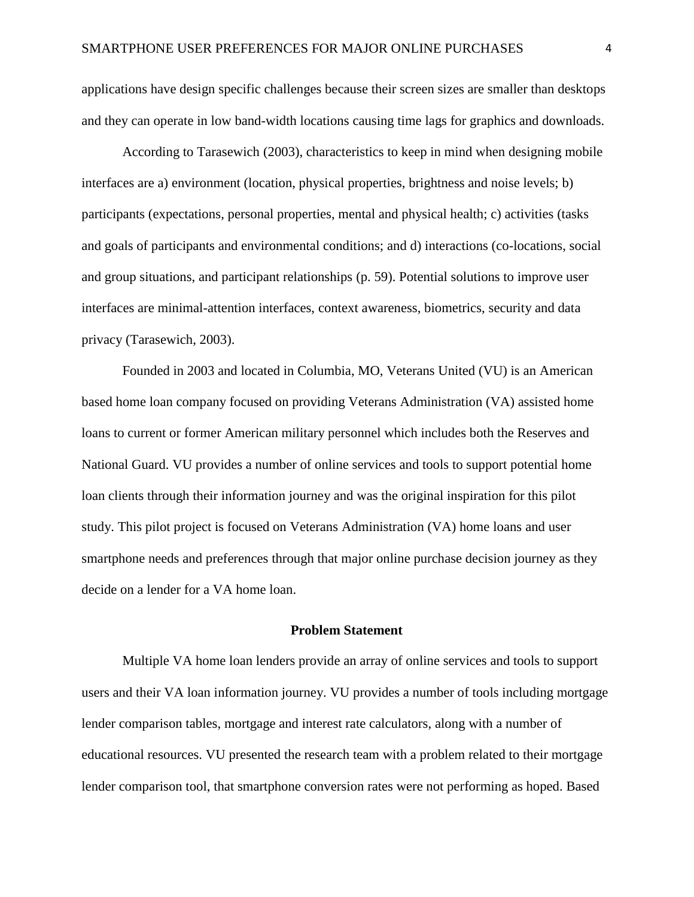applications have design specific challenges because their screen sizes are smaller than desktops and they can operate in low band-width locations causing time lags for graphics and downloads.

According to Tarasewich (2003), characteristics to keep in mind when designing mobile interfaces are a) environment (location, physical properties, brightness and noise levels; b) participants (expectations, personal properties, mental and physical health; c) activities (tasks and goals of participants and environmental conditions; and d) interactions (co-locations, social and group situations, and participant relationships (p. 59). Potential solutions to improve user interfaces are minimal-attention interfaces, context awareness, biometrics, security and data privacy (Tarasewich, 2003).

Founded in 2003 and located in Columbia, MO, Veterans United (VU) is an American based home loan company focused on providing Veterans Administration (VA) assisted home loans to current or former American military personnel which includes both the Reserves and National Guard. VU provides a number of online services and tools to support potential home loan clients through their information journey and was the original inspiration for this pilot study. This pilot project is focused on Veterans Administration (VA) home loans and user smartphone needs and preferences through that major online purchase decision journey as they decide on a lender for a VA home loan.

## Problem Statement

Multiple VA home loan lenders provide an array of online services and tools to support users and their VA loan information journey. VU provides a number of tools including mortgage lender comparison tables, mortgage and interest rate calculators, along with a number of educational resources. VU presented the research team with a problem related to their mortgage lender comparison tool, that smartphone conversion rates were not performing as hoped. Based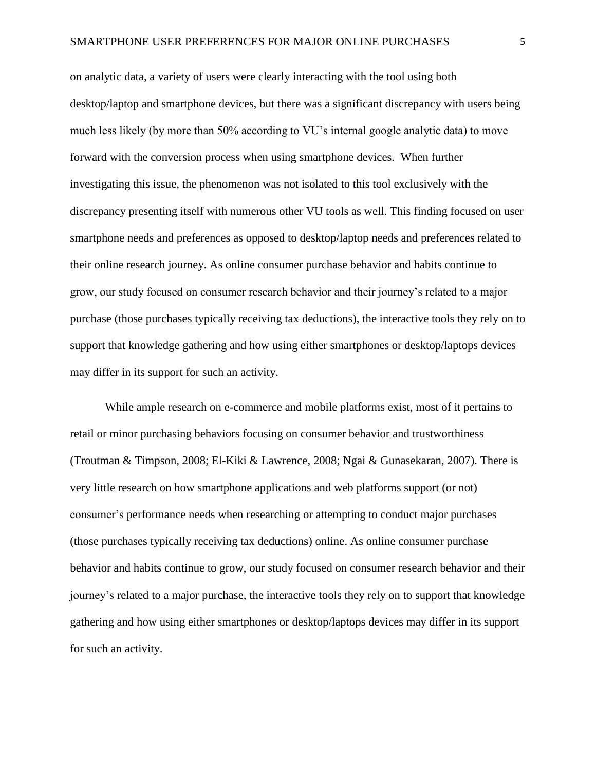on analytic data, a variety of users were clearly interacting with the tool using both desktop/laptop and smartphone devices, but there was a significant discrepancy with users being much less likely (by more than 50% according to VU's internal google analytic data) to move forward with the conversion process when using smartphone devices. When further investigating this issue, the phenomenon was not isolated to this tool exclusively with the discrepancy presenting itself with numerous other VU tools as well. This finding focused on user smartphone needs and preferences as opposed to desktop/laptop needs and preferences related to their online research journey. As online consumer purchase behavior and habits continue to grow, our study focused on consumer research behavior and their journey's related to a major purchase (those purchases typically receiving tax deductions), the interactive tools they rely on to support that knowledge gathering and how using either smartphones or desktop/laptops devices may differ in its support for such an activity.

While ample research on e-commerce and mobile platforms exist, most of it pertains to retail or minor purchasing behaviors focusing on consumer behavior and trustworthiness (Troutman & Timpson, 2008; El-Kiki & Lawrence, 2008; Ngai & Gunasekaran, 2007). There is very little research on how smartphone applications and web platforms support (or not) consumer's performance needs when researching or attempting to conduct major purchases (those purchases typically receiving tax deductions) online. As online consumer purchase behavior and habits continue to grow, our study focused on consumer research behavior and their journey's related to a major purchase, the interactive tools they rely on to support that knowledge gathering and how using either smartphones or desktop/laptops devices may differ in its support for such an activity.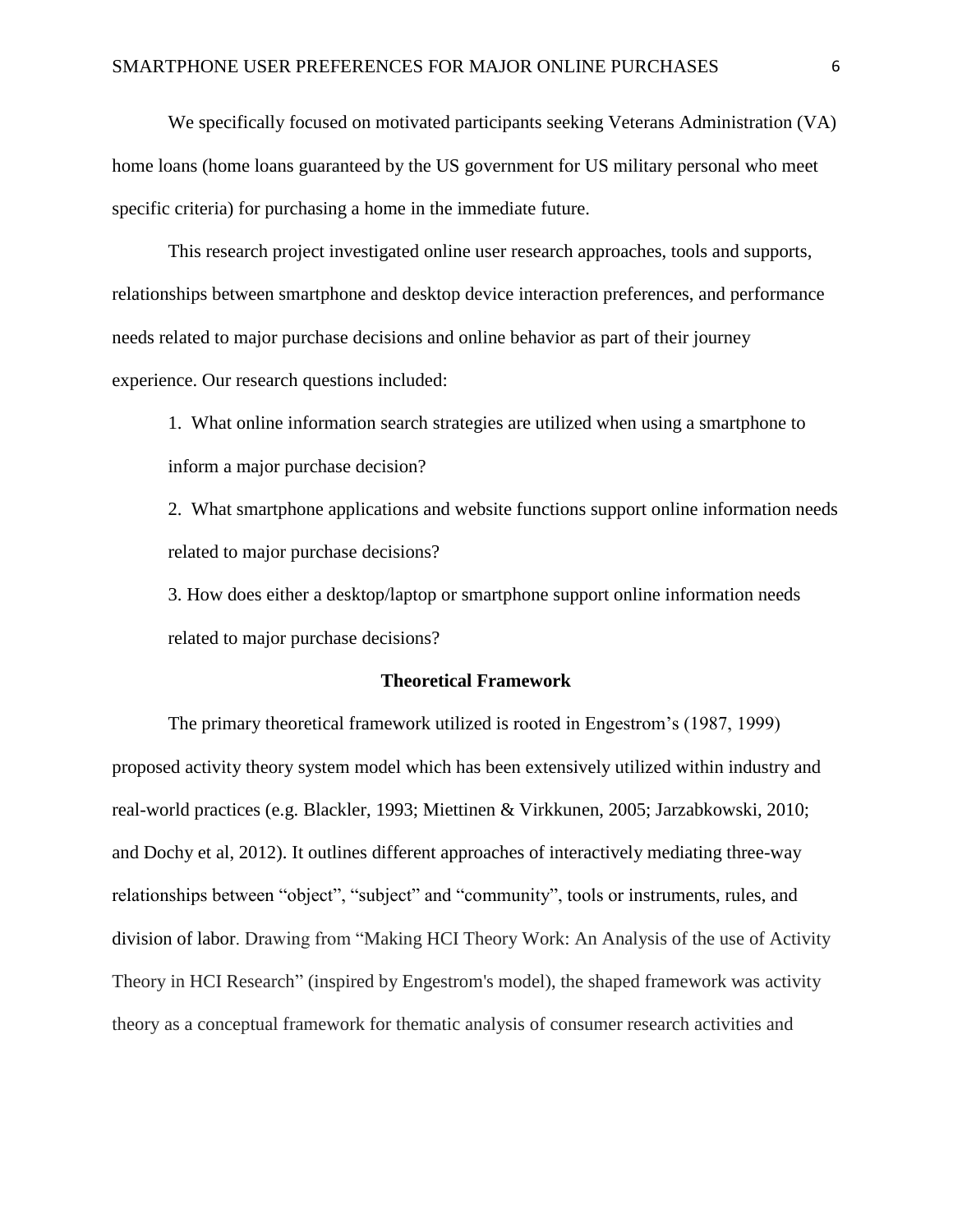We specifically focused on motivated participants seeking Veterans Administration (VA) home loans (home loans guaranteed by the US government for US military personal who meet specific criteria) for purchasing a home in the immediate future.

This research project investigated online user research approaches, tools and supports, relationships between smartphone and desktop device interaction preferences, and performance needs related to major purchase decisions and online behavior as part of their journey experience. Our research questions included:

1. What online information search strategies are utilized when using a smartphone to inform a major purchase decision?
2. What smartphone applications and website functions support online information needs related to major purchase decisions?
3. How does either a desktop/laptop or smartphone support online information needs related to major purchase decisions?

## Theoretical Framework

The primary theoretical framework utilized is rooted in Engestrom's (1987, 1999) proposed activity theory system model which has been extensively utilized within industry and real-world practices (e.g. Blackler, 1993; Miettinen & Virkkunen, 2005; Jarzabkowski, 2010; and Dochy et al, 2012). It outlines different approaches of interactively mediating three-way relationships between "object", "subject" and "community", tools or instruments, rules, and division of labor. Drawing from "Making HCI Theory Work: An Analysis of the use of Activity Theory in HCI Research" (inspired by Engestrom's model), the shaped framework was activity theory as a conceptual framework for thematic analysis of consumer research activities and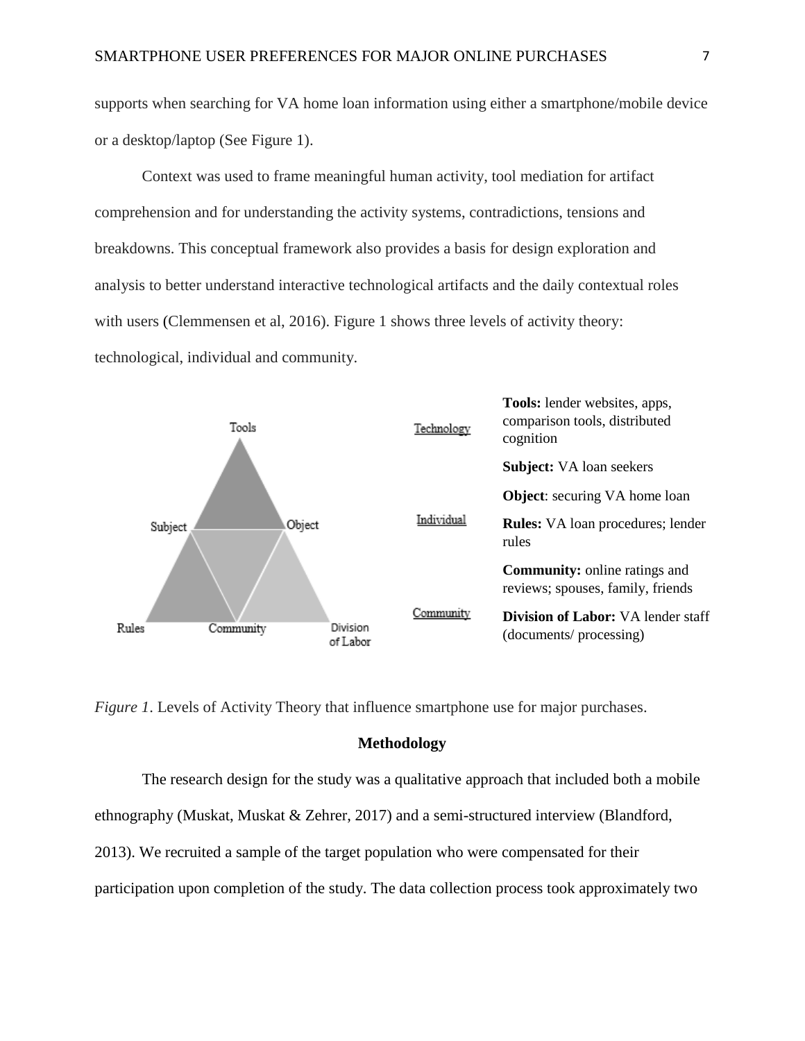supports when searching for VA home loan information using either a smartphone/mobile device or a desktop/laptop (See Figure 1).

Context was used to frame meaningful human activity, tool mediation for artifact comprehension and for understanding the activity systems, contradictions, tensions and breakdowns. This conceptual framework also provides a basis for design exploration and analysis to better understand interactive technological artifacts and the daily contextual roles with users (Clemmensen et al, 2016). Figure 1 shows three levels of activity theory: technological, individual and community.

Tools

Subject Object

Rules Community Division of Labor

Technology

**Tools:** lender websites, apps, comparison tools, distributed cognition

Individual

**Subject:** VA loan seekers

**Object**: securing VA home loan

**Rules:** VA loan procedures; lender rules

Community

**Community:** online ratings and reviews; spouses, family, friends

**Division of Labor:** VA lender staff (documents/ processing)

*Figure 1*. Levels of Activity Theory that influence smartphone use for major purchases.

## Methodology

The research design for the study was a qualitative approach that included both a mobile ethnography (Muskat, Muskat & Zehrer, 2017) and a semi-structured interview (Blandford, 2013). We recruited a sample of the target population who were compensated for their participation upon completion of the study. The data collection process took approximately two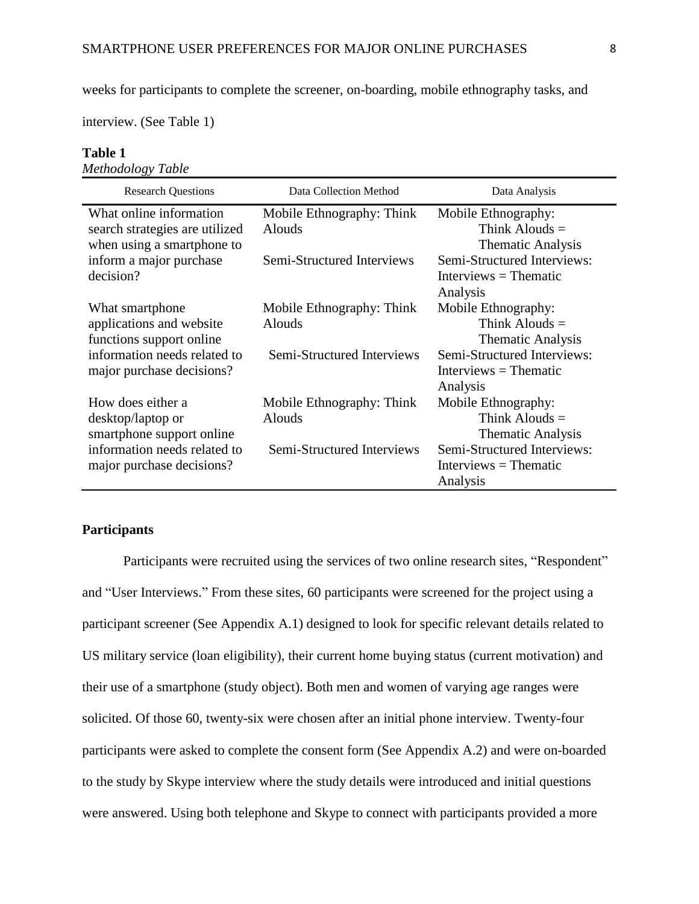weeks for participants to complete the screener, on-boarding, mobile ethnography tasks, and interview. (See Table 1)

**Table 1**

*Methodology Table*

| Research Questions | Data Collection Method | Data Analysis |
|---|---|---|
| What online information search strategies are utilized when using a smartphone to inform a major purchase decision? | Mobile Ethnography: Think Alouds<br><br>Semi-Structured Interviews | Mobile Ethnography: Think Alouds = Thematic Analysis<br>Semi-Structured Interviews: Interviews = Thematic Analysis |
| What smartphone applications and website functions support online information needs related to major purchase decisions? | Mobile Ethnography: Think Alouds<br><br>Semi-Structured Interviews | Mobile Ethnography: Think Alouds = Thematic Analysis<br>Semi-Structured Interviews: Interviews = Thematic Analysis |
| How does either a desktop/laptop or smartphone support online information needs related to major purchase decisions? | Mobile Ethnography: Think Alouds<br><br>Semi-Structured Interviews | Mobile Ethnography: Think Alouds = Thematic Analysis<br>Semi-Structured Interviews: Interviews = Thematic Analysis |

**Participants**

Participants were recruited using the services of two online research sites, "Respondent" and "User Interviews." From these sites, 60 participants were screened for the project using a participant screener (See Appendix A.1) designed to look for specific relevant details related to US military service (loan eligibility), their current home buying status (current motivation) and their use of a smartphone (study object). Both men and women of varying age ranges were solicited. Of those 60, twenty-six were chosen after an initial phone interview. Twenty-four participants were asked to complete the consent form (See Appendix A.2) and were on-boarded to the study by Skype interview where the study details were introduced and initial questions were answered. Using both telephone and Skype to connect with participants provided a more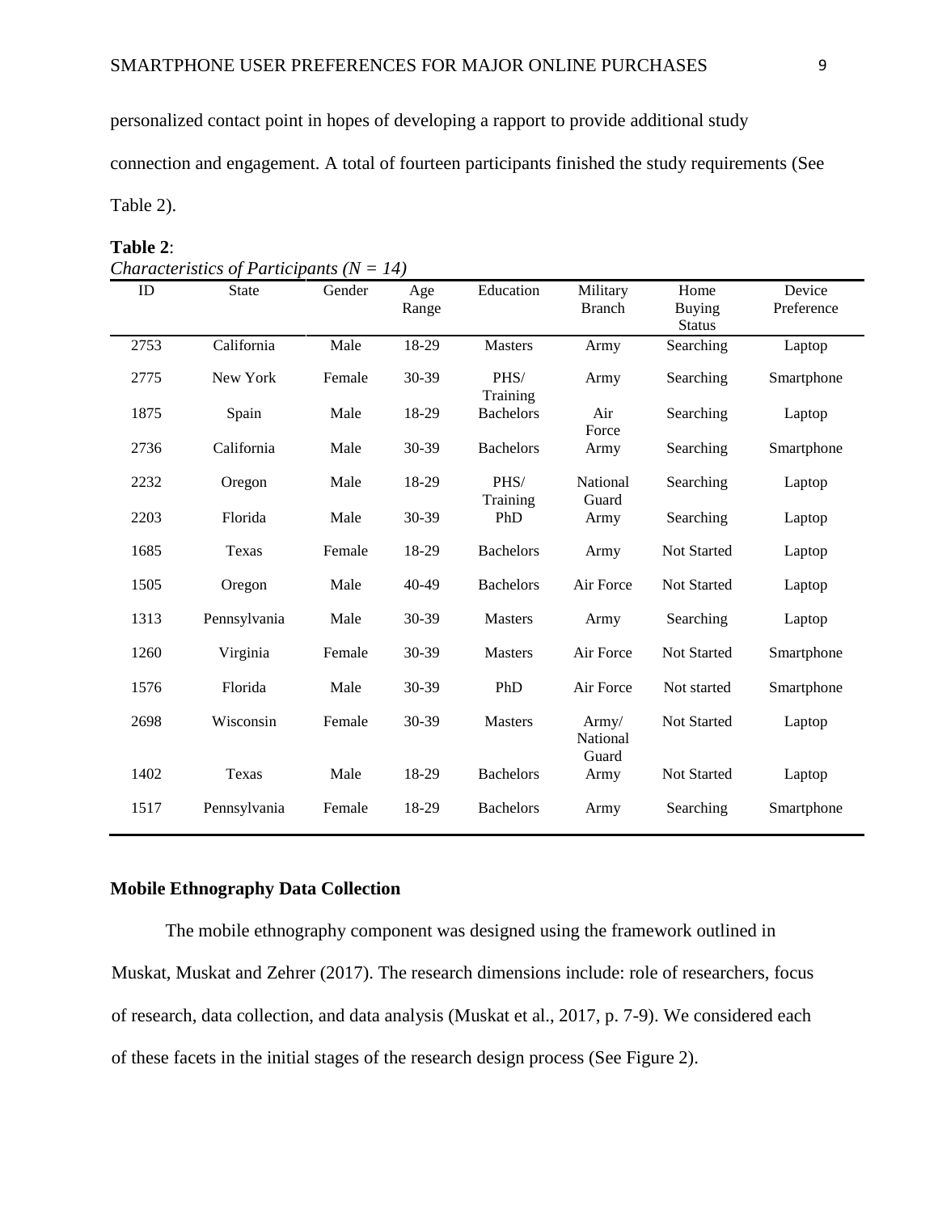personalized contact point in hopes of developing a rapport to provide additional study connection and engagement. A total of fourteen participants finished the study requirements (See Table 2).

**Table 2**:

*Characteristics of Participants (N = 14)*

| ID | State | Gender | Age Range | Education | Military Branch | Home Buying Status | Device Preference |
|---|---|---|---|---|---|---|---|
| 2753 | California | Male | 18-29 | Masters | Army | Searching | Laptop |
| 2775 | New York | Female | 30-39 | PHS/ Training | Army | Searching | Smartphone |
| 1875 | Spain | Male | 18-29 | Bachelors | Air Force | Searching | Laptop |
| 2736 | California | Male | 30-39 | Bachelors | Army | Searching | Smartphone |
| 2232 | Oregon | Male | 18-29 | PHS/ Training | National Guard | Searching | Laptop |
| 2203 | Florida | Male | 30-39 | PhD | Army | Searching | Laptop |
| 1685 | Texas | Female | 18-29 | Bachelors | Army | Not Started | Laptop |
| 1505 | Oregon | Male | 40-49 | Bachelors | Air Force | Not Started | Laptop |
| 1313 | Pennsylvania | Male | 30-39 | Masters | Army | Searching | Laptop |
| 1260 | Virginia | Female | 30-39 | Masters | Air Force | Not Started | Smartphone |
| 1576 | Florida | Male | 30-39 | PhD | Air Force | Not started | Smartphone |
| 2698 | Wisconsin | Female | 30-39 | Masters | Army/ National Guard | Not Started | Laptop |
| 1402 | Texas | Male | 18-29 | Bachelors | Army | Not Started | Laptop |
| 1517 | Pennsylvania | Female | 18-29 | Bachelors | Army | Searching | Smartphone |

## Mobile Ethnography Data Collection

The mobile ethnography component was designed using the framework outlined in Muskat, Muskat and Zehrer (2017). The research dimensions include: role of researchers, focus of research, data collection, and data analysis (Muskat et al., 2017, p. 7-9). We considered each of these facets in the initial stages of the research design process (See Figure 2).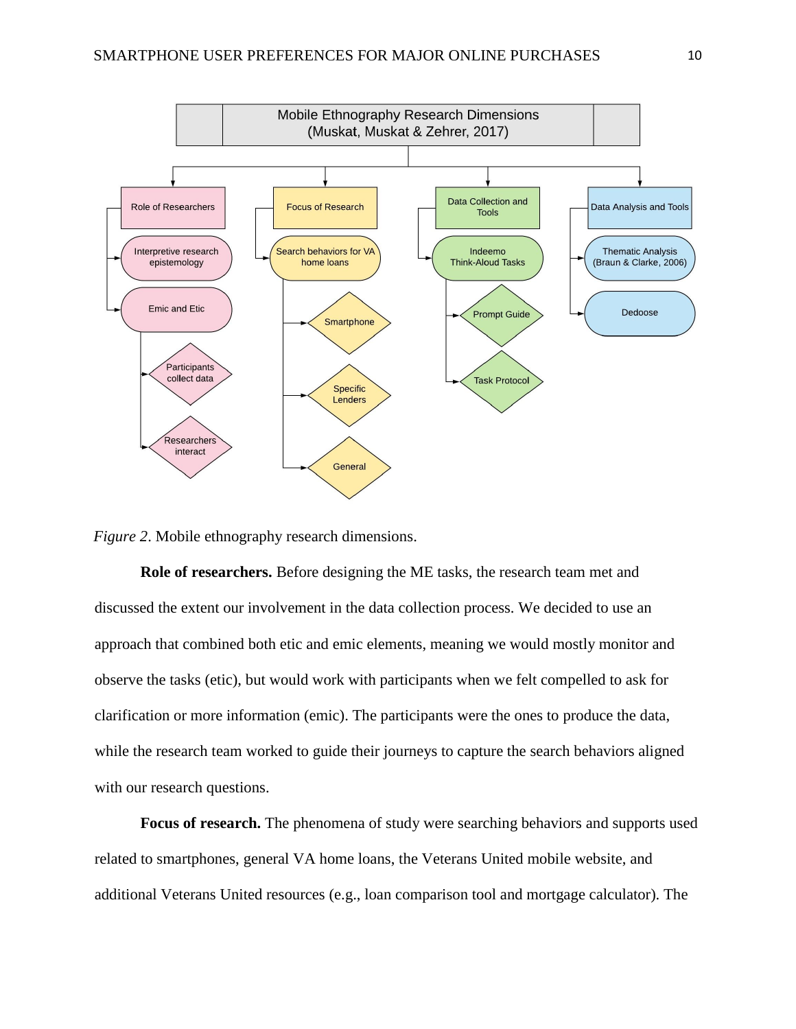Mobile Ethnography Research Dimensions
(Muskat, Muskat & Zehrer, 2017)

- Role of Researchers
  - Interpretive research epistemology
  - Emic and Etic
    - Participants collect data
    - Researchers interact
- Focus of Research
  - Search behaviors for VA home loans
    - Smartphone
    - Specific Lenders
    - General
- Data Collection and Tools
  - Indeemo Think-Aloud Tasks
    - Prompt Guide
    - Task Protocol
- Data Analysis and Tools
  - Thematic Analysis (Braun & Clarke, 2006)
  - Dedoose

*Figure 2*. Mobile ethnography research dimensions.

**Role of researchers.** Before designing the ME tasks, the research team met and discussed the extent our involvement in the data collection process. We decided to use an approach that combined both etic and emic elements, meaning we would mostly monitor and observe the tasks (etic), but would work with participants when we felt compelled to ask for clarification or more information (emic). The participants were the ones to produce the data, while the research team worked to guide their journeys to capture the search behaviors aligned with our research questions.

**Focus of research.** The phenomena of study were searching behaviors and supports used related to smartphones, general VA home loans, the Veterans United mobile website, and additional Veterans United resources (e.g., loan comparison tool and mortgage calculator). The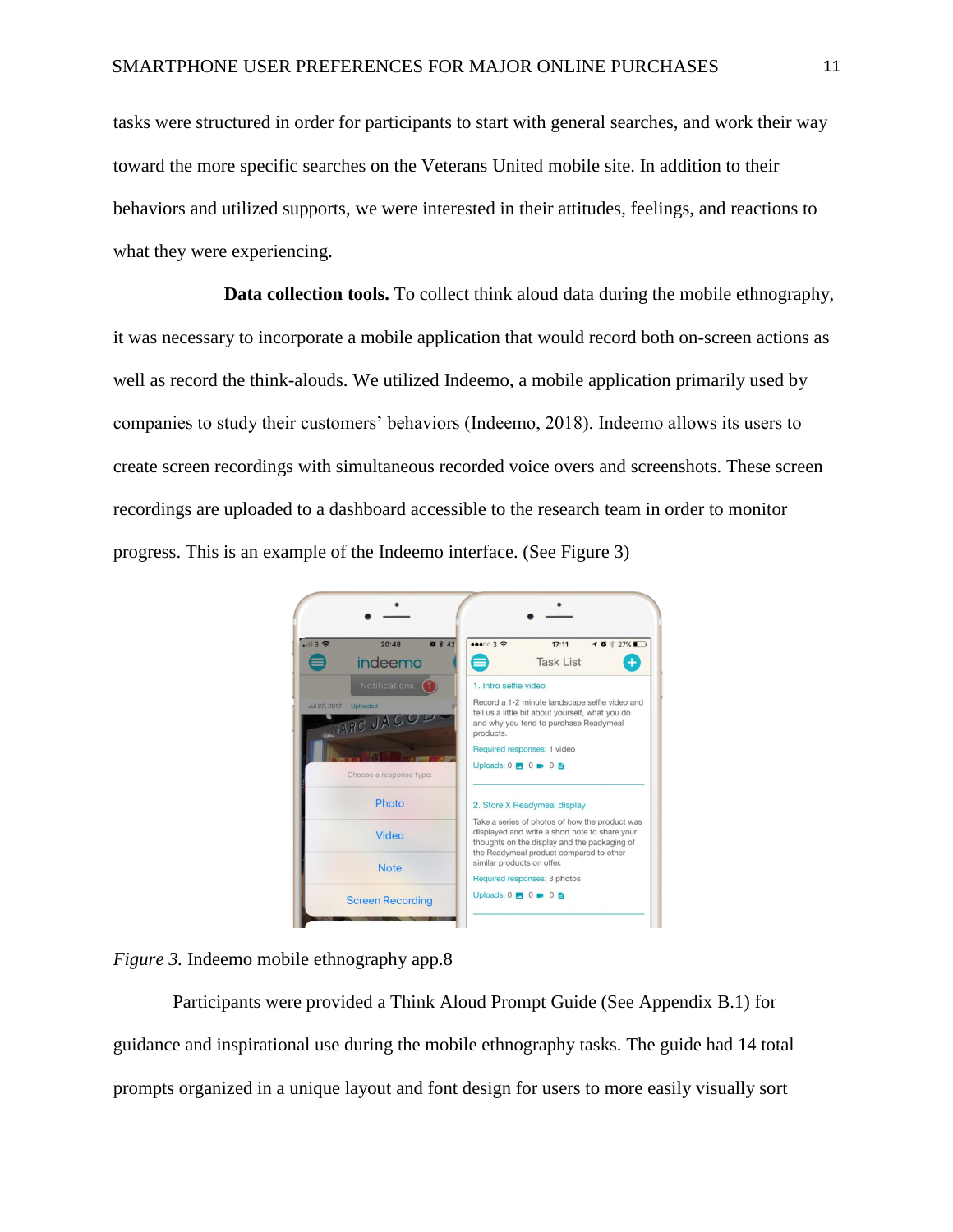tasks were structured in order for participants to start with general searches, and work their way toward the more specific searches on the Veterans United mobile site. In addition to their behaviors and utilized supports, we were interested in their attitudes, feelings, and reactions to what they were experiencing.

**Data collection tools.** To collect think aloud data during the mobile ethnography, it was necessary to incorporate a mobile application that would record both on-screen actions as well as record the think-alouds. We utilized Indeemo, a mobile application primarily used by companies to study their customers' behaviors (Indeemo, 2018). Indeemo allows its users to create screen recordings with simultaneous recorded voice overs and screenshots. These screen recordings are uploaded to a dashboard accessible to the research team in order to monitor progress. This is an example of the Indeemo interface. (See Figure 3)

*Figure 3.* Indeemo mobile ethnography app.8

Participants were provided a Think Aloud Prompt Guide (See Appendix B.1) for guidance and inspirational use during the mobile ethnography tasks. The guide had 14 total prompts organized in a unique layout and font design for users to more easily visually sort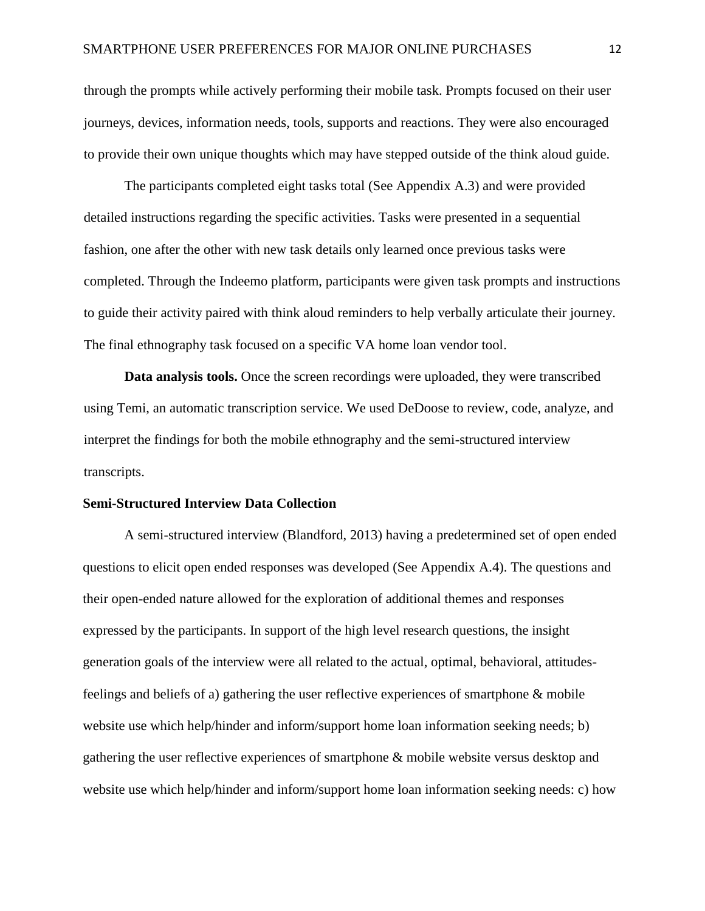through the prompts while actively performing their mobile task. Prompts focused on their user journeys, devices, information needs, tools, supports and reactions. They were also encouraged to provide their own unique thoughts which may have stepped outside of the think aloud guide.

The participants completed eight tasks total (See Appendix A.3) and were provided detailed instructions regarding the specific activities. Tasks were presented in a sequential fashion, one after the other with new task details only learned once previous tasks were completed. Through the Indeemo platform, participants were given task prompts and instructions to guide their activity paired with think aloud reminders to help verbally articulate their journey. The final ethnography task focused on a specific VA home loan vendor tool.

**Data analysis tools.** Once the screen recordings were uploaded, they were transcribed using Temi, an automatic transcription service. We used DeDoose to review, code, analyze, and interpret the findings for both the mobile ethnography and the semi-structured interview transcripts.

### Semi-Structured Interview Data Collection

A semi-structured interview (Blandford, 2013) having a predetermined set of open ended questions to elicit open ended responses was developed (See Appendix A.4). The questions and their open-ended nature allowed for the exploration of additional themes and responses expressed by the participants. In support of the high level research questions, the insight generation goals of the interview were all related to the actual, optimal, behavioral, attitudes-feelings and beliefs of a) gathering the user reflective experiences of smartphone & mobile website use which help/hinder and inform/support home loan information seeking needs; b) gathering the user reflective experiences of smartphone & mobile website versus desktop and website use which help/hinder and inform/support home loan information seeking needs: c) how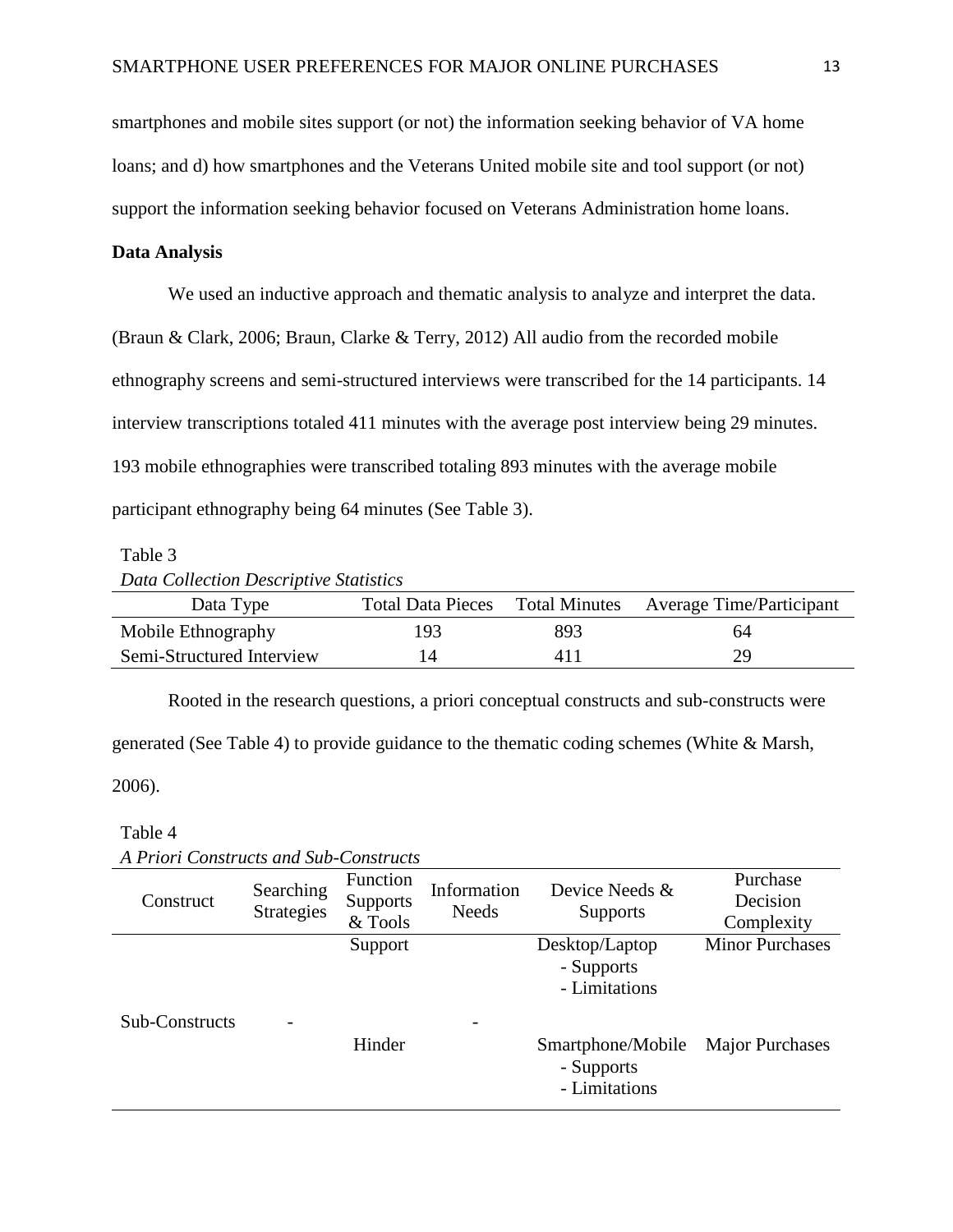smartphones and mobile sites support (or not) the information seeking behavior of VA home loans; and d) how smartphones and the Veterans United mobile site and tool support (or not) support the information seeking behavior focused on Veterans Administration home loans.

**Data Analysis**

We used an inductive approach and thematic analysis to analyze and interpret the data. (Braun & Clark, 2006; Braun, Clarke & Terry, 2012) All audio from the recorded mobile ethnography screens and semi-structured interviews were transcribed for the 14 participants. 14 interview transcriptions totaled 411 minutes with the average post interview being 29 minutes. 193 mobile ethnographies were transcribed totaling 893 minutes with the average mobile participant ethnography being 64 minutes (See Table 3).

Table 3

*Data Collection Descriptive Statistics*

| Data Type | Total Data Pieces | Total Minutes | Average Time/Participant |
|---|---|---|---|
| Mobile Ethnography | 193 | 893 | 64 |
| Semi-Structured Interview | 14 | 411 | 29 |

Rooted in the research questions, a priori conceptual constructs and sub-constructs were generated (See Table 4) to provide guidance to the thematic coding schemes (White & Marsh, 2006).

Table 4

*A Priori Constructs and Sub-Constructs*

| Construct | Searching Strategies | Function Supports & Tools | Information Needs | Device Needs & Supports | Purchase Decision Complexity |
|---|---|---|---|---|---|
| Sub-Constructs | - | Support | - | Desktop/Laptop<br>- Supports<br>- Limitations | Minor Purchases |
| | | Hinder | | Smartphone/Mobile<br>- Supports<br>- Limitations | Major Purchases |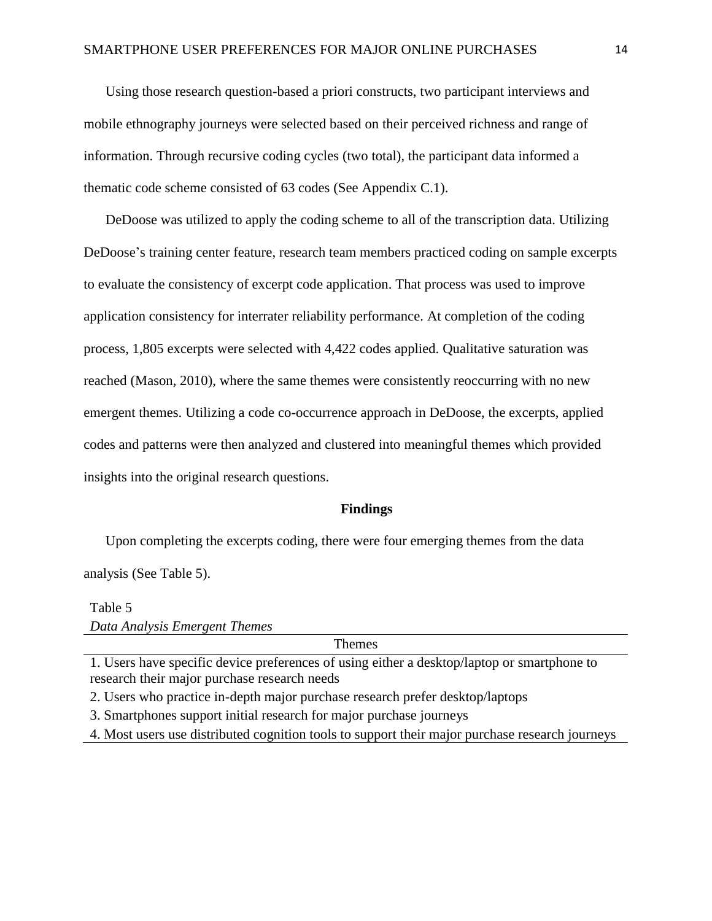Using those research question-based a priori constructs, two participant interviews and mobile ethnography journeys were selected based on their perceived richness and range of information. Through recursive coding cycles (two total), the participant data informed a thematic code scheme consisted of 63 codes (See Appendix C.1).

DeDoose was utilized to apply the coding scheme to all of the transcription data. Utilizing DeDoose's training center feature, research team members practiced coding on sample excerpts to evaluate the consistency of excerpt code application. That process was used to improve application consistency for interrater reliability performance. At completion of the coding process, 1,805 excerpts were selected with 4,422 codes applied. Qualitative saturation was reached (Mason, 2010), where the same themes were consistently reoccurring with no new emergent themes. Utilizing a code co-occurrence approach in DeDoose, the excerpts, applied codes and patterns were then analyzed and clustered into meaningful themes which provided insights into the original research questions.

## Findings

Upon completing the excerpts coding, there were four emerging themes from the data analysis (See Table 5).

Table 5
*Data Analysis Emergent Themes*

| Themes |
|---|
| 1. Users have specific device preferences of using either a desktop/laptop or smartphone to research their major purchase research needs |
| 2. Users who practice in-depth major purchase research prefer desktop/laptops |
| 3. Smartphones support initial research for major purchase journeys |
| 4. Most users use distributed cognition tools to support their major purchase research journeys |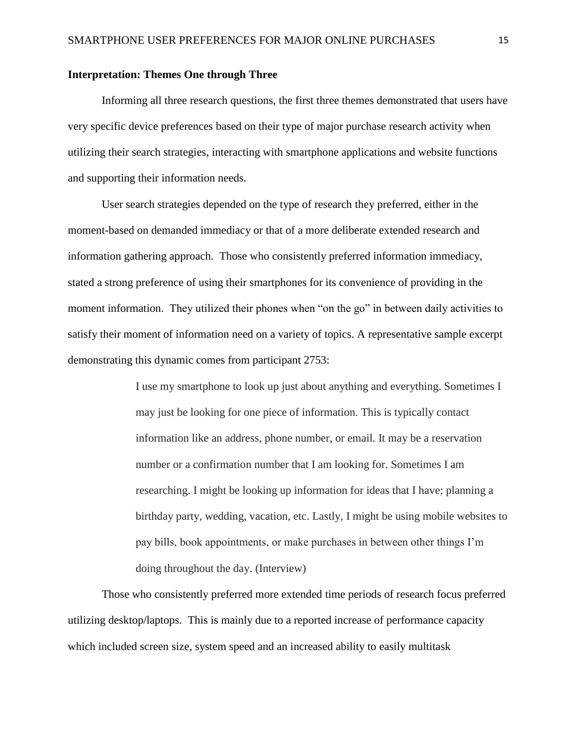**Interpretation: Themes One through Three**

Informing all three research questions, the first three themes demonstrated that users have very specific device preferences based on their type of major purchase research activity when utilizing their search strategies, interacting with smartphone applications and website functions and supporting their information needs.

User search strategies depended on the type of research they preferred, either in the moment-based on demanded immediacy or that of a more deliberate extended research and information gathering approach. Those who consistently preferred information immediacy, stated a strong preference of using their smartphones for its convenience of providing in the moment information. They utilized their phones when "on the go" in between daily activities to satisfy their moment of information need on a variety of topics. A representative sample excerpt demonstrating this dynamic comes from participant 2753:

> I use my smartphone to look up just about anything and everything. Sometimes I may just be looking for one piece of information. This is typically contact information like an address, phone number, or email. It may be a reservation number or a confirmation number that I am looking for. Sometimes I am researching. I might be looking up information for ideas that I have; planning a birthday party, wedding, vacation, etc. Lastly, I might be using mobile websites to pay bills, book appointments, or make purchases in between other things I'm doing throughout the day. (Interview)

Those who consistently preferred more extended time periods of research focus preferred utilizing desktop/laptops. This is mainly due to a reported increase of performance capacity which included screen size, system speed and an increased ability to easily multitask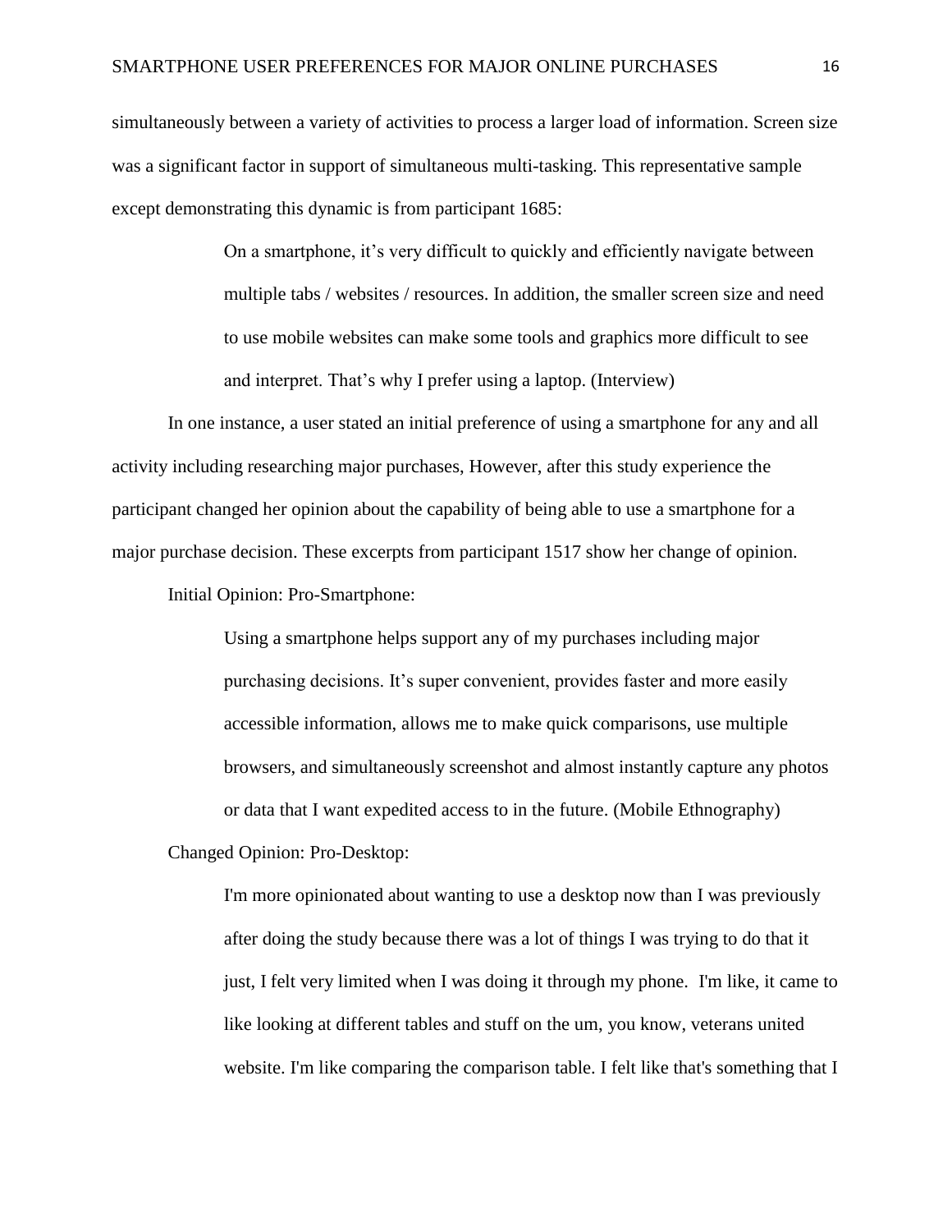simultaneously between a variety of activities to process a larger load of information. Screen size was a significant factor in support of simultaneous multi-tasking. This representative sample except demonstrating this dynamic is from participant 1685:

> On a smartphone, it's very difficult to quickly and efficiently navigate between multiple tabs / websites / resources. In addition, the smaller screen size and need to use mobile websites can make some tools and graphics more difficult to see and interpret. That's why I prefer using a laptop. (Interview)

In one instance, a user stated an initial preference of using a smartphone for any and all activity including researching major purchases, However, after this study experience the participant changed her opinion about the capability of being able to use a smartphone for a major purchase decision. These excerpts from participant 1517 show her change of opinion.

Initial Opinion: Pro-Smartphone:

> Using a smartphone helps support any of my purchases including major purchasing decisions. It's super convenient, provides faster and more easily accessible information, allows me to make quick comparisons, use multiple browsers, and simultaneously screenshot and almost instantly capture any photos or data that I want expedited access to in the future. (Mobile Ethnography)

Changed Opinion: Pro-Desktop:

> I'm more opinionated about wanting to use a desktop now than I was previously after doing the study because there was a lot of things I was trying to do that it just, I felt very limited when I was doing it through my phone. I'm like, it came to like looking at different tables and stuff on the um, you know, veterans united website. I'm like comparing the comparison table. I felt like that's something that I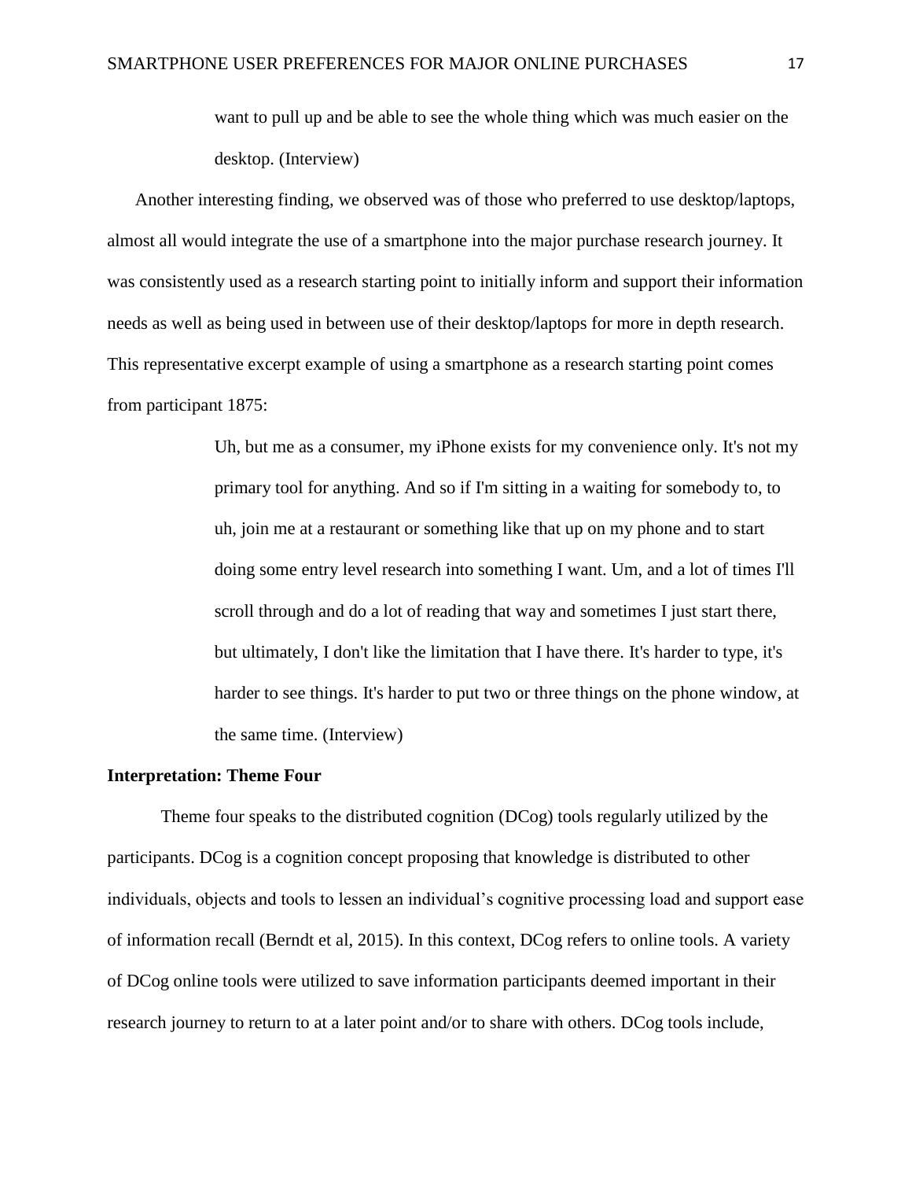> want to pull up and be able to see the whole thing which was much easier on the desktop. (Interview)

Another interesting finding, we observed was of those who preferred to use desktop/laptops, almost all would integrate the use of a smartphone into the major purchase research journey. It was consistently used as a research starting point to initially inform and support their information needs as well as being used in between use of their desktop/laptops for more in depth research. This representative excerpt example of using a smartphone as a research starting point comes from participant 1875:

> Uh, but me as a consumer, my iPhone exists for my convenience only. It's not my primary tool for anything. And so if I'm sitting in a waiting for somebody to, to uh, join me at a restaurant or something like that up on my phone and to start doing some entry level research into something I want. Um, and a lot of times I'll scroll through and do a lot of reading that way and sometimes I just start there, but ultimately, I don't like the limitation that I have there. It's harder to type, it's harder to see things. It's harder to put two or three things on the phone window, at the same time. (Interview)

**Interpretation: Theme Four**

Theme four speaks to the distributed cognition (DCog) tools regularly utilized by the participants. DCog is a cognition concept proposing that knowledge is distributed to other individuals, objects and tools to lessen an individual's cognitive processing load and support ease of information recall (Berndt et al, 2015). In this context, DCog refers to online tools. A variety of DCog online tools were utilized to save information participants deemed important in their research journey to return to at a later point and/or to share with others. DCog tools include,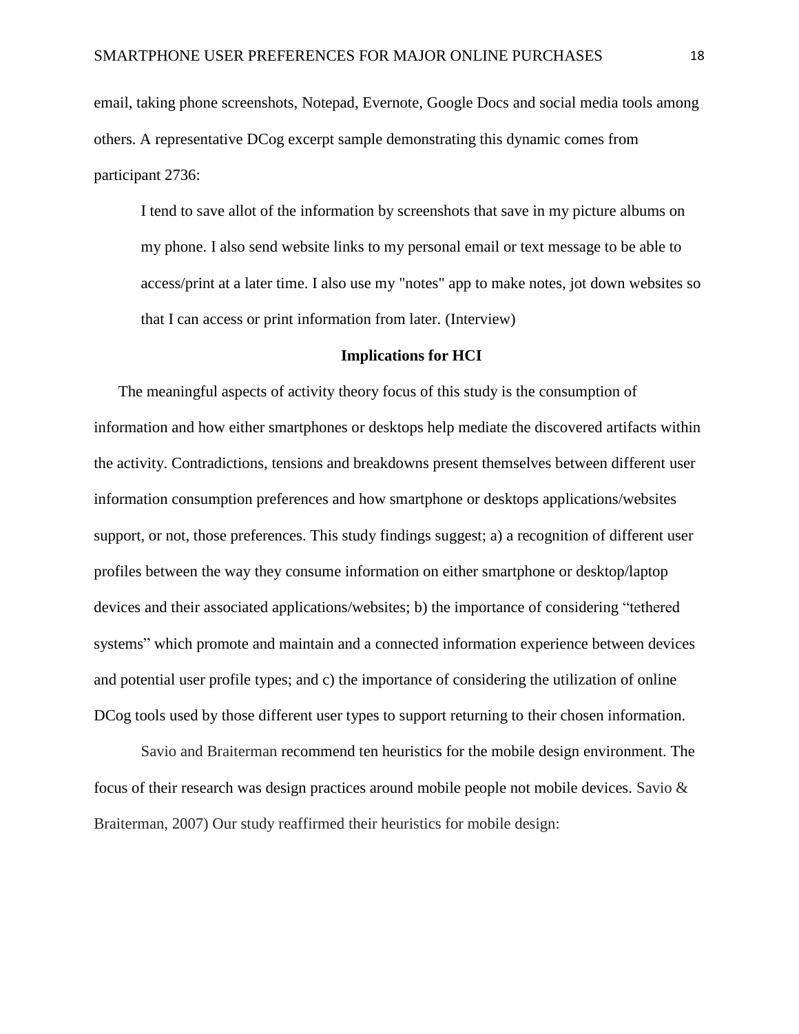email, taking phone screenshots, Notepad, Evernote, Google Docs and social media tools among others. A representative DCog excerpt sample demonstrating this dynamic comes from participant 2736:

> I tend to save allot of the information by screenshots that save in my picture albums on my phone. I also send website links to my personal email or text message to be able to access/print at a later time. I also use my "notes" app to make notes, jot down websites so that I can access or print information from later. (Interview)

## Implications for HCI

The meaningful aspects of activity theory focus of this study is the consumption of information and how either smartphones or desktops help mediate the discovered artifacts within the activity. Contradictions, tensions and breakdowns present themselves between different user information consumption preferences and how smartphone or desktops applications/websites support, or not, those preferences. This study findings suggest; a) a recognition of different user profiles between the way they consume information on either smartphone or desktop/laptop devices and their associated applications/websites; b) the importance of considering "tethered systems" which promote and maintain and a connected information experience between devices and potential user profile types; and c) the importance of considering the utilization of online DCog tools used by those different user types to support returning to their chosen information.

Savio and Braiterman recommend ten heuristics for the mobile design environment. The focus of their research was design practices around mobile people not mobile devices. Savio & Braiterman, 2007) Our study reaffirmed their heuristics for mobile design: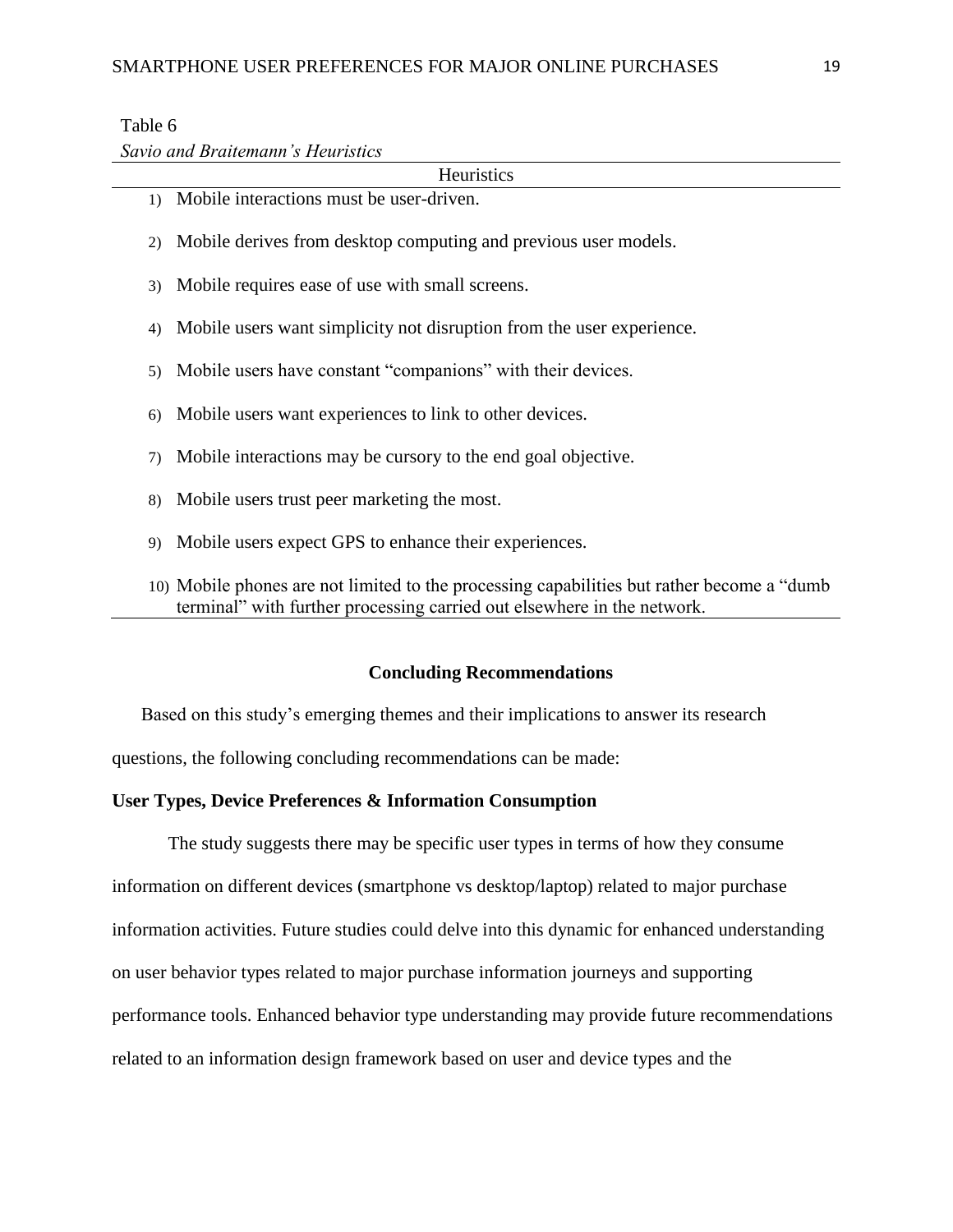Table 6

*Savio and Braitemann's Heuristics*

| Heuristics |
|---|
| 1) Mobile interactions must be user-driven. |
| 2) Mobile derives from desktop computing and previous user models. |
| 3) Mobile requires ease of use with small screens. |
| 4) Mobile users want simplicity not disruption from the user experience. |
| 5) Mobile users have constant "companions" with their devices. |
| 6) Mobile users want experiences to link to other devices. |
| 7) Mobile interactions may be cursory to the end goal objective. |
| 8) Mobile users trust peer marketing the most. |
| 9) Mobile users expect GPS to enhance their experiences. |
| 10) Mobile phones are not limited to the processing capabilities but rather become a "dumb terminal" with further processing carried out elsewhere in the network. |

## Concluding Recommendations

Based on this study's emerging themes and their implications to answer its research questions, the following concluding recommendations can be made:

### User Types, Device Preferences & Information Consumption

The study suggests there may be specific user types in terms of how they consume information on different devices (smartphone vs desktop/laptop) related to major purchase information activities. Future studies could delve into this dynamic for enhanced understanding on user behavior types related to major purchase information journeys and supporting performance tools. Enhanced behavior type understanding may provide future recommendations related to an information design framework based on user and device types and the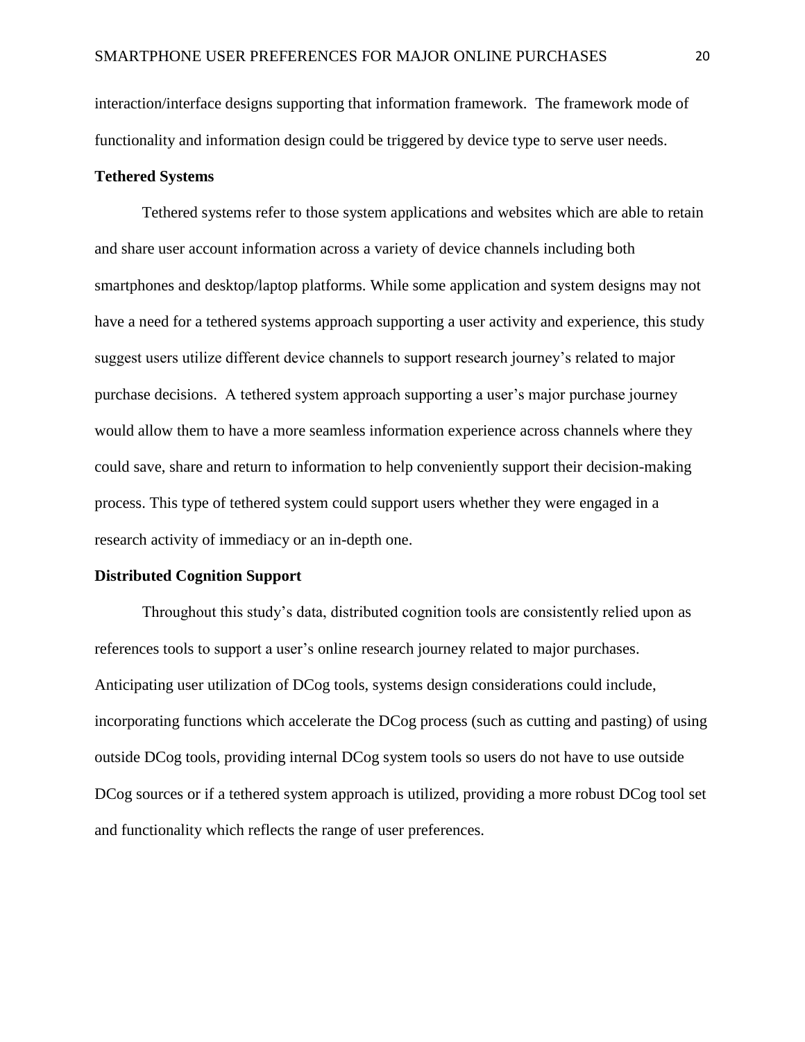interaction/interface designs supporting that information framework. The framework mode of functionality and information design could be triggered by device type to serve user needs.

**Tethered Systems**

Tethered systems refer to those system applications and websites which are able to retain and share user account information across a variety of device channels including both smartphones and desktop/laptop platforms. While some application and system designs may not have a need for a tethered systems approach supporting a user activity and experience, this study suggest users utilize different device channels to support research journey's related to major purchase decisions. A tethered system approach supporting a user's major purchase journey would allow them to have a more seamless information experience across channels where they could save, share and return to information to help conveniently support their decision-making process. This type of tethered system could support users whether they were engaged in a research activity of immediacy or an in-depth one.

**Distributed Cognition Support**

Throughout this study's data, distributed cognition tools are consistently relied upon as references tools to support a user's online research journey related to major purchases. Anticipating user utilization of DCog tools, systems design considerations could include, incorporating functions which accelerate the DCog process (such as cutting and pasting) of using outside DCog tools, providing internal DCog system tools so users do not have to use outside DCog sources or if a tethered system approach is utilized, providing a more robust DCog tool set and functionality which reflects the range of user preferences.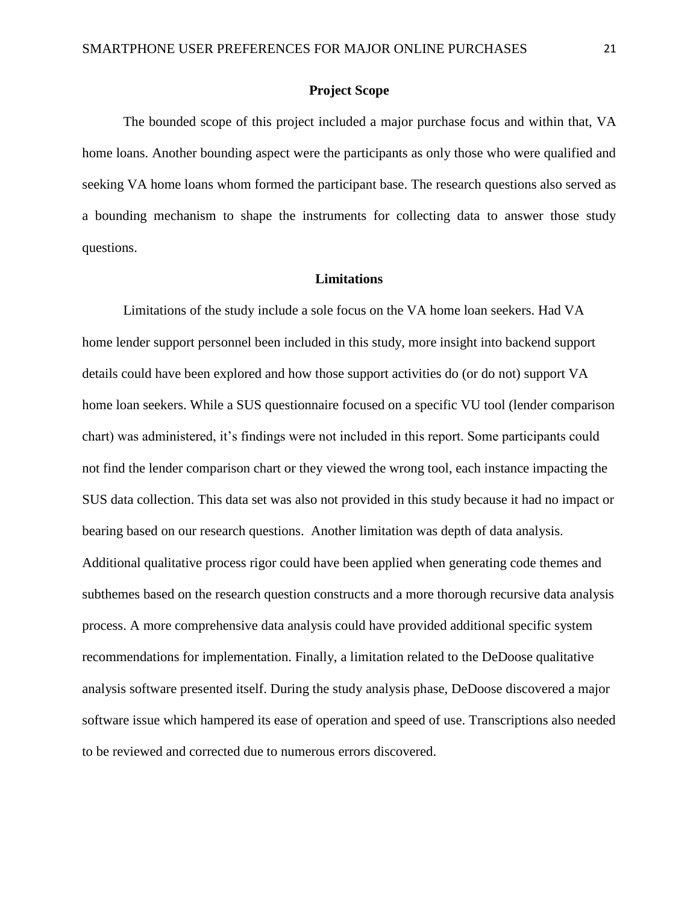## Project Scope

The bounded scope of this project included a major purchase focus and within that, VA home loans. Another bounding aspect were the participants as only those who were qualified and seeking VA home loans whom formed the participant base. The research questions also served as a bounding mechanism to shape the instruments for collecting data to answer those study questions.

## Limitations

Limitations of the study include a sole focus on the VA home loan seekers. Had VA home lender support personnel been included in this study, more insight into backend support details could have been explored and how those support activities do (or do not) support VA home loan seekers. While a SUS questionnaire focused on a specific VU tool (lender comparison chart) was administered, it's findings were not included in this report. Some participants could not find the lender comparison chart or they viewed the wrong tool, each instance impacting the SUS data collection. This data set was also not provided in this study because it had no impact or bearing based on our research questions. Another limitation was depth of data analysis. Additional qualitative process rigor could have been applied when generating code themes and subthemes based on the research question constructs and a more thorough recursive data analysis process. A more comprehensive data analysis could have provided additional specific system recommendations for implementation. Finally, a limitation related to the DeDoose qualitative analysis software presented itself. During the study analysis phase, DeDoose discovered a major software issue which hampered its ease of operation and speed of use. Transcriptions also needed to be reviewed and corrected due to numerous errors discovered.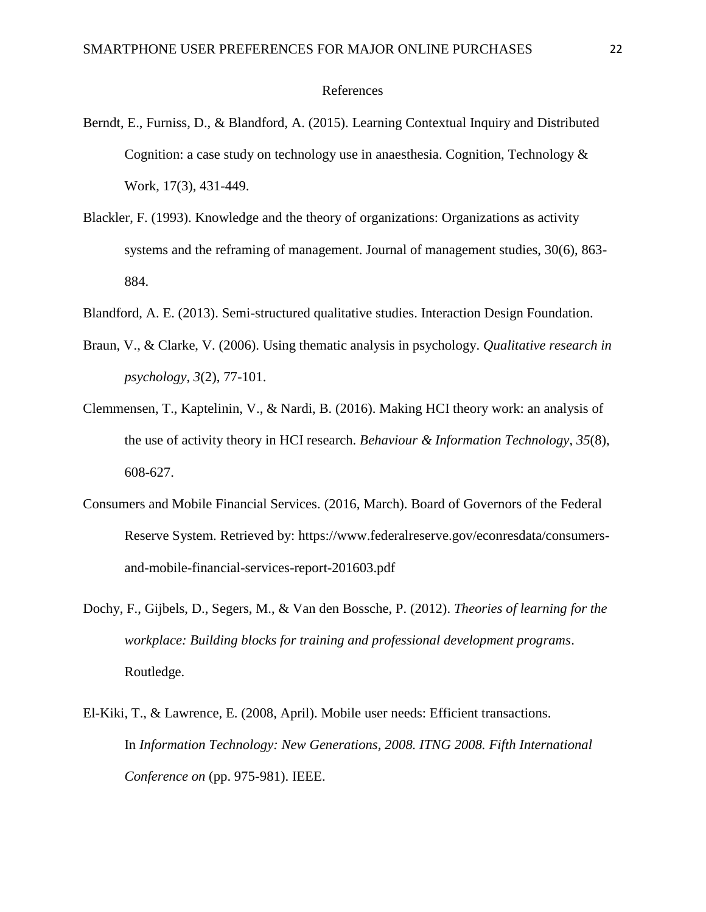# References

Berndt, E., Furniss, D., & Blandford, A. (2015). Learning Contextual Inquiry and Distributed Cognition: a case study on technology use in anaesthesia. Cognition, Technology & Work, 17(3), 431-449.

Blackler, F. (1993). Knowledge and the theory of organizations: Organizations as activity systems and the reframing of management. Journal of management studies, 30(6), 863-884.

Blandford, A. E. (2013). Semi-structured qualitative studies. Interaction Design Foundation.

Braun, V., & Clarke, V. (2006). Using thematic analysis in psychology. *Qualitative research in psychology*, *3*(2), 77-101.

Clemmensen, T., Kaptelinin, V., & Nardi, B. (2016). Making HCI theory work: an analysis of the use of activity theory in HCI research. *Behaviour & Information Technology*, *35*(8), 608-627.

Consumers and Mobile Financial Services. (2016, March). Board of Governors of the Federal Reserve System. Retrieved by: https://www.federalreserve.gov/econresdata/consumers-and-mobile-financial-services-report-201603.pdf

Dochy, F., Gijbels, D., Segers, M., & Van den Bossche, P. (2012). *Theories of learning for the workplace: Building blocks for training and professional development programs*. Routledge.

El-Kiki, T., & Lawrence, E. (2008, April). Mobile user needs: Efficient transactions. In *Information Technology: New Generations, 2008. ITNG 2008. Fifth International Conference on* (pp. 975-981). IEEE.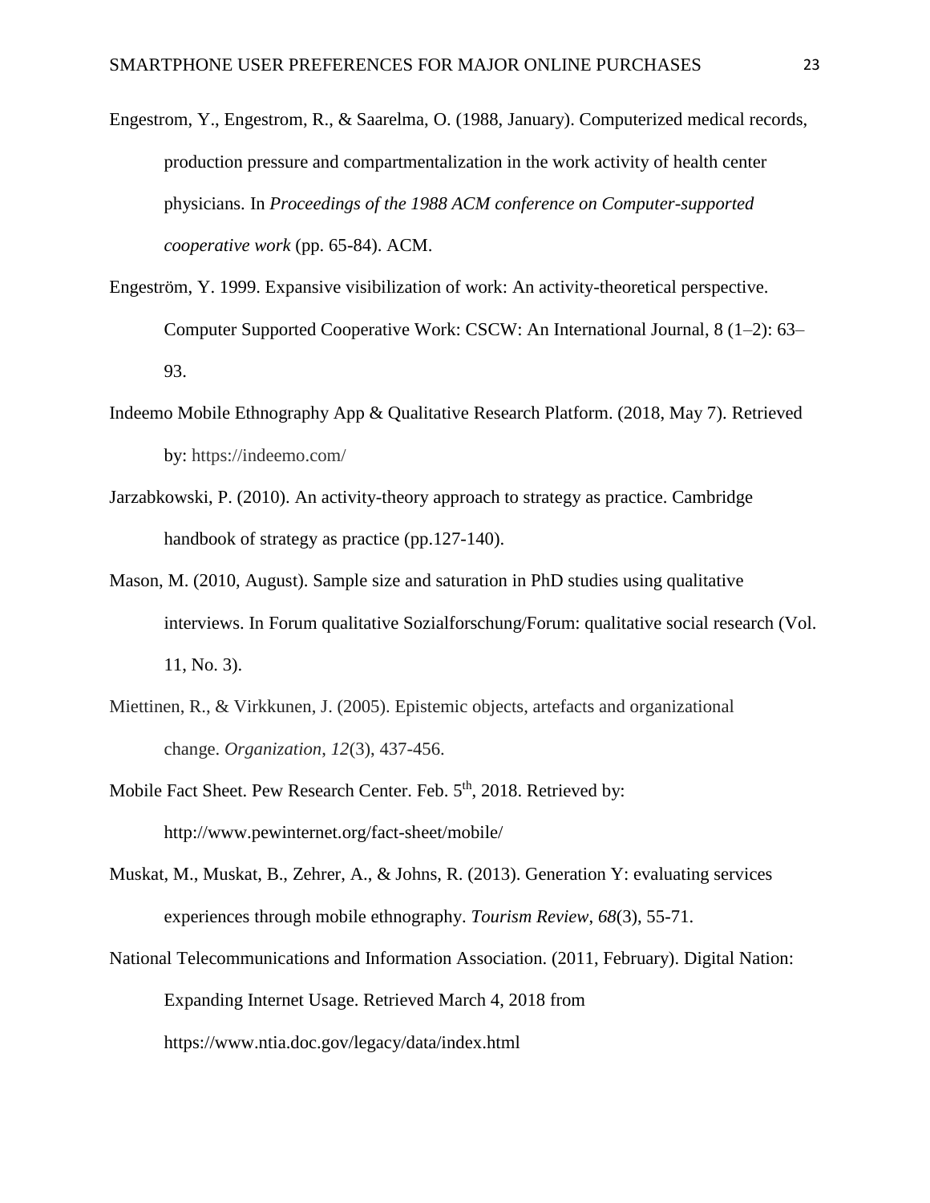Engestrom, Y., Engestrom, R., & Saarelma, O. (1988, January). Computerized medical records, production pressure and compartmentalization in the work activity of health center physicians. In *Proceedings of the 1988 ACM conference on Computer-supported cooperative work* (pp. 65-84). ACM.

Engeström, Y. 1999. Expansive visibilization of work: An activity-theoretical perspective. Computer Supported Cooperative Work: CSCW: An International Journal, 8 (1–2): 63–93.

Indeemo Mobile Ethnography App & Qualitative Research Platform. (2018, May 7). Retrieved by: https://indeemo.com/

Jarzabkowski, P. (2010). An activity-theory approach to strategy as practice. Cambridge handbook of strategy as practice (pp.127-140).

Mason, M. (2010, August). Sample size and saturation in PhD studies using qualitative interviews. In Forum qualitative Sozialforschung/Forum: qualitative social research (Vol. 11, No. 3).

Miettinen, R., & Virkkunen, J. (2005). Epistemic objects, artefacts and organizational change. *Organization*, *12*(3), 437-456.

Mobile Fact Sheet. Pew Research Center. Feb. 5th, 2018. Retrieved by: http://www.pewinternet.org/fact-sheet/mobile/

Muskat, M., Muskat, B., Zehrer, A., & Johns, R. (2013). Generation Y: evaluating services experiences through mobile ethnography. *Tourism Review*, *68*(3), 55-71.

National Telecommunications and Information Association. (2011, February). Digital Nation: Expanding Internet Usage. Retrieved March 4, 2018 from https://www.ntia.doc.gov/legacy/data/index.html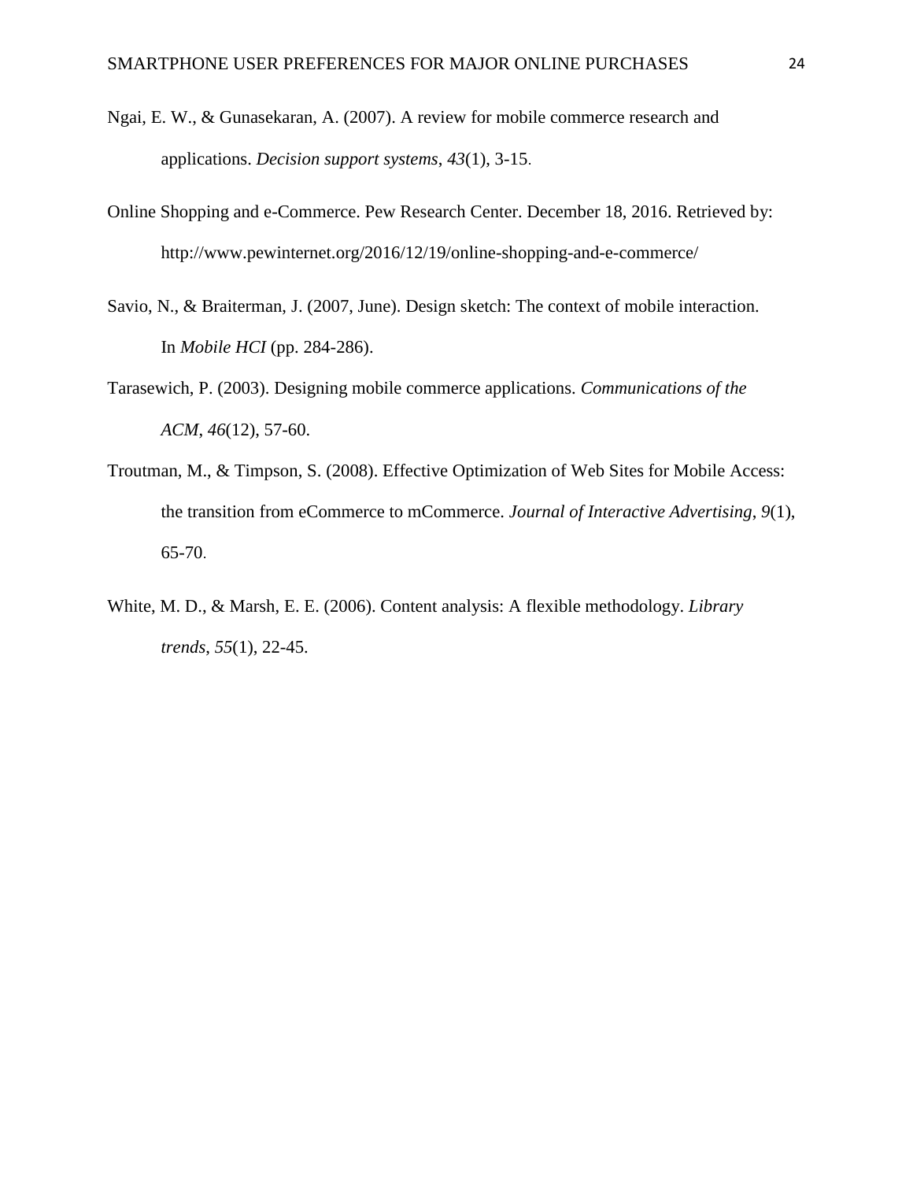Ngai, E. W., & Gunasekaran, A. (2007). A review for mobile commerce research and applications. *Decision support systems*, *43*(1), 3-15.

Online Shopping and e-Commerce. Pew Research Center. December 18, 2016. Retrieved by: http://www.pewinternet.org/2016/12/19/online-shopping-and-e-commerce/

Savio, N., & Braiterman, J. (2007, June). Design sketch: The context of mobile interaction. In *Mobile HCI* (pp. 284-286).

Tarasewich, P. (2003). Designing mobile commerce applications. *Communications of the ACM*, *46*(12), 57-60.

Troutman, M., & Timpson, S. (2008). Effective Optimization of Web Sites for Mobile Access: the transition from eCommerce to mCommerce. *Journal of Interactive Advertising*, *9*(1), 65-70.

White, M. D., & Marsh, E. E. (2006). Content analysis: A flexible methodology. *Library trends*, *55*(1), 22-45.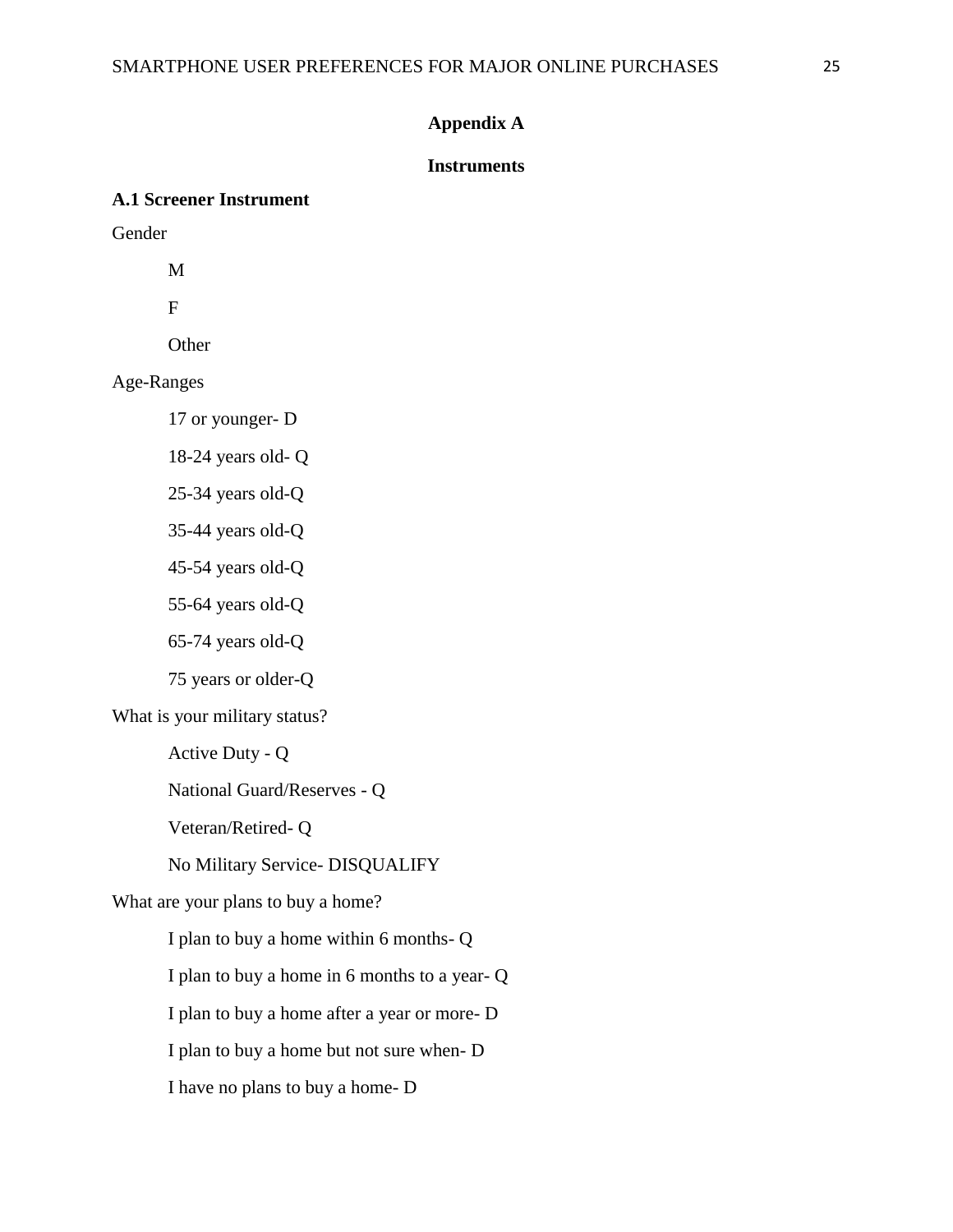# Appendix A

## Instruments

### A.1 Screener Instrument

Gender

- M
- F
- Other

Age-Ranges

- 17 or younger- D
- 18-24 years old- Q
- 25-34 years old-Q
- 35-44 years old-Q
- 45-54 years old-Q
- 55-64 years old-Q
- 65-74 years old-Q
- 75 years or older-Q

What is your military status?

- Active Duty - Q
- National Guard/Reserves - Q
- Veteran/Retired- Q
- No Military Service- DISQUALIFY

What are your plans to buy a home?

- I plan to buy a home within 6 months- Q
- I plan to buy a home in 6 months to a year- Q
- I plan to buy a home after a year or more- D
- I plan to buy a home but not sure when- D
- I have no plans to buy a home- D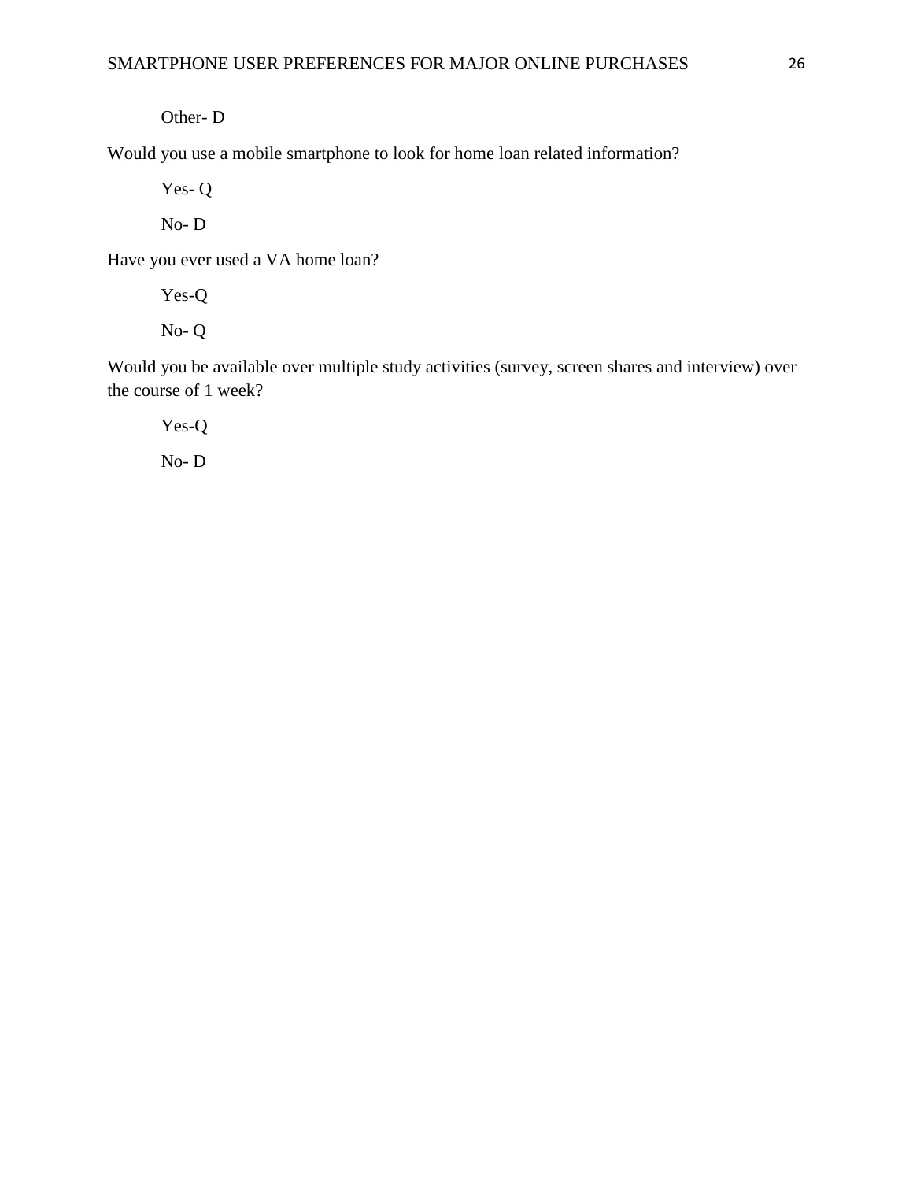Other- D

Would you use a mobile smartphone to look for home loan related information?

Yes- Q

No- D

Have you ever used a VA home loan?

Yes-Q

No- Q

Would you be available over multiple study activities (survey, screen shares and interview) over the course of 1 week?

Yes-Q

No- D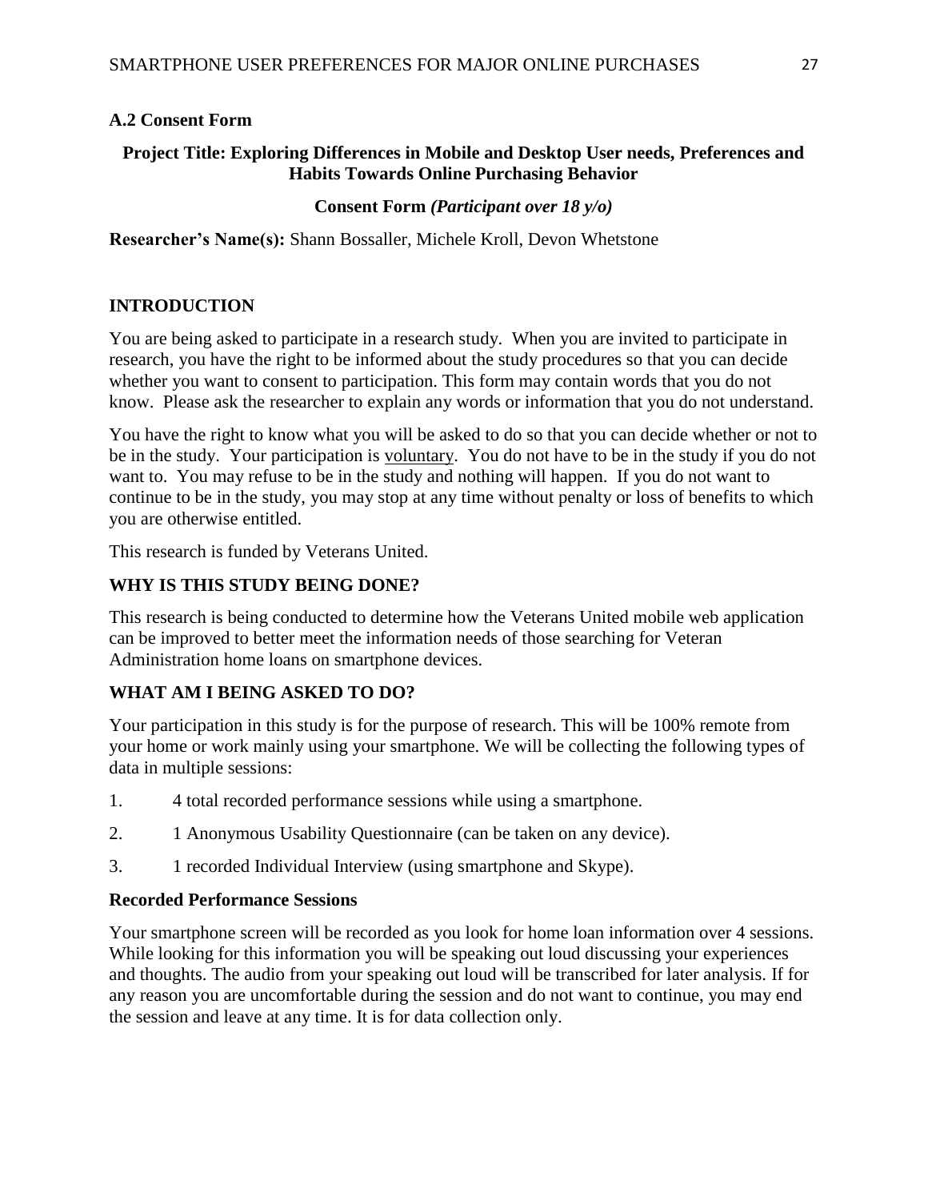### A.2 Consent Form

**Project Title: Exploring Differences in Mobile and Desktop User needs, Preferences and Habits Towards Online Purchasing Behavior**

**Consent Form *(Participant over 18 y/o)***

**Researcher's Name(s):** Shann Bossaller, Michele Kroll, Devon Whetstone

## INTRODUCTION

You are being asked to participate in a research study. When you are invited to participate in research, you have the right to be informed about the study procedures so that you can decide whether you want to consent to participation. This form may contain words that you do not know. Please ask the researcher to explain any words or information that you do not understand.

You have the right to know what you will be asked to do so that you can decide whether or not to be in the study. Your participation is voluntary. You do not have to be in the study if you do not want to. You may refuse to be in the study and nothing will happen. If you do not want to continue to be in the study, you may stop at any time without penalty or loss of benefits to which you are otherwise entitled.

This research is funded by Veterans United.

## WHY IS THIS STUDY BEING DONE?

This research is being conducted to determine how the Veterans United mobile web application can be improved to better meet the information needs of those searching for Veteran Administration home loans on smartphone devices.

## WHAT AM I BEING ASKED TO DO?

Your participation in this study is for the purpose of research. This will be 100% remote from your home or work mainly using your smartphone. We will be collecting the following types of data in multiple sessions:

1. 4 total recorded performance sessions while using a smartphone.
2. 1 Anonymous Usability Questionnaire (can be taken on any device).
3. 1 recorded Individual Interview (using smartphone and Skype).

### Recorded Performance Sessions

Your smartphone screen will be recorded as you look for home loan information over 4 sessions. While looking for this information you will be speaking out loud discussing your experiences and thoughts. The audio from your speaking out loud will be transcribed for later analysis. If for any reason you are uncomfortable during the session and do not want to continue, you may end the session and leave at any time. It is for data collection only.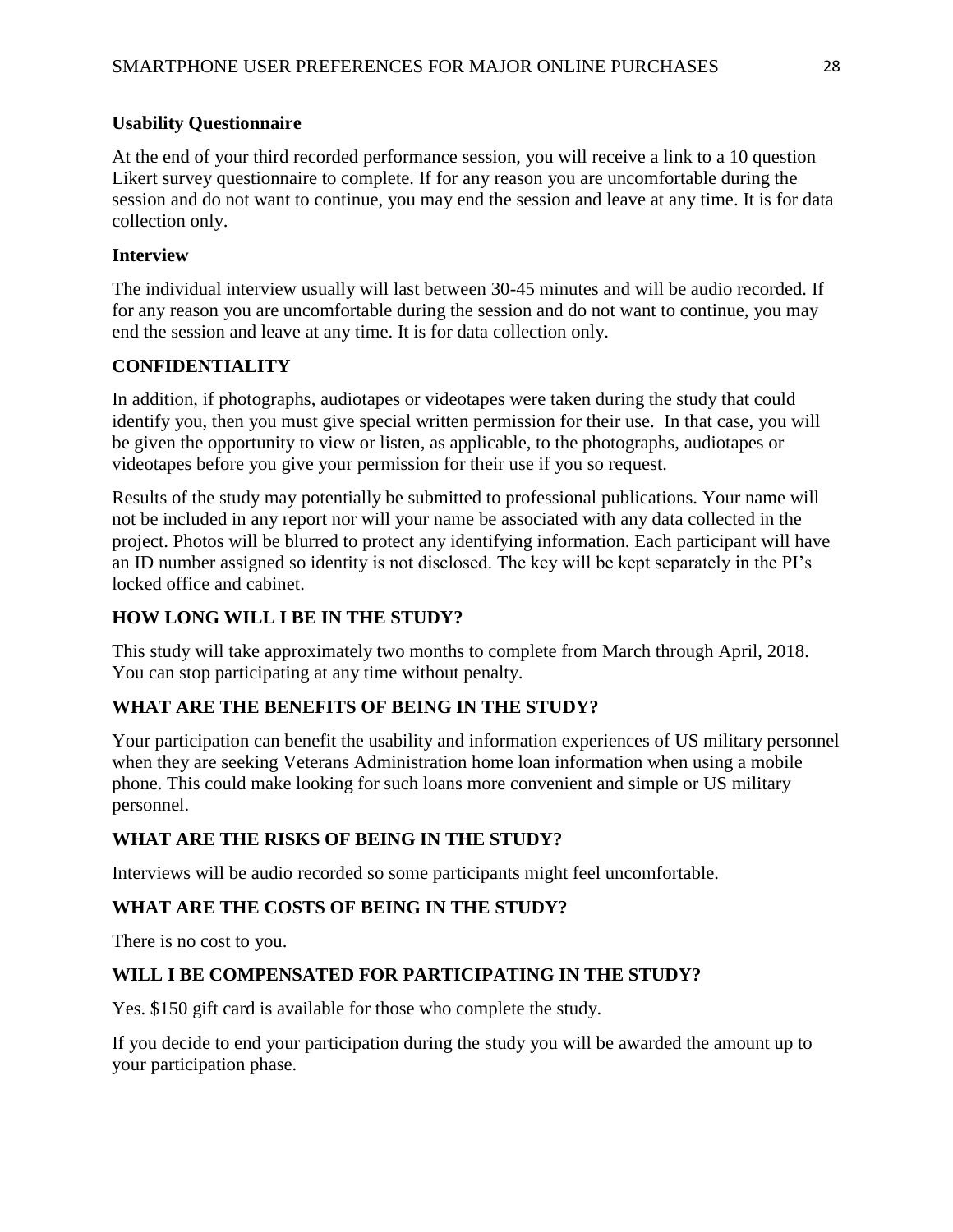**Usability Questionnaire**

At the end of your third recorded performance session, you will receive a link to a 10 question Likert survey questionnaire to complete. If for any reason you are uncomfortable during the session and do not want to continue, you may end the session and leave at any time. It is for data collection only.

**Interview**

The individual interview usually will last between 30-45 minutes and will be audio recorded. If for any reason you are uncomfortable during the session and do not want to continue, you may end the session and leave at any time. It is for data collection only.

## CONFIDENTIALITY

In addition, if photographs, audiotapes or videotapes were taken during the study that could identify you, then you must give special written permission for their use. In that case, you will be given the opportunity to view or listen, as applicable, to the photographs, audiotapes or videotapes before you give your permission for their use if you so request.

Results of the study may potentially be submitted to professional publications. Your name will not be included in any report nor will your name be associated with any data collected in the project. Photos will be blurred to protect any identifying information. Each participant will have an ID number assigned so identity is not disclosed. The key will be kept separately in the PI's locked office and cabinet.

## HOW LONG WILL I BE IN THE STUDY?

This study will take approximately two months to complete from March through April, 2018. You can stop participating at any time without penalty.

## WHAT ARE THE BENEFITS OF BEING IN THE STUDY?

Your participation can benefit the usability and information experiences of US military personnel when they are seeking Veterans Administration home loan information when using a mobile phone. This could make looking for such loans more convenient and simple or US military personnel.

## WHAT ARE THE RISKS OF BEING IN THE STUDY?

Interviews will be audio recorded so some participants might feel uncomfortable.

## WHAT ARE THE COSTS OF BEING IN THE STUDY?

There is no cost to you.

## WILL I BE COMPENSATED FOR PARTICIPATING IN THE STUDY?

Yes. $150 gift card is available for those who complete the study.

If you decide to end your participation during the study you will be awarded the amount up to your participation phase.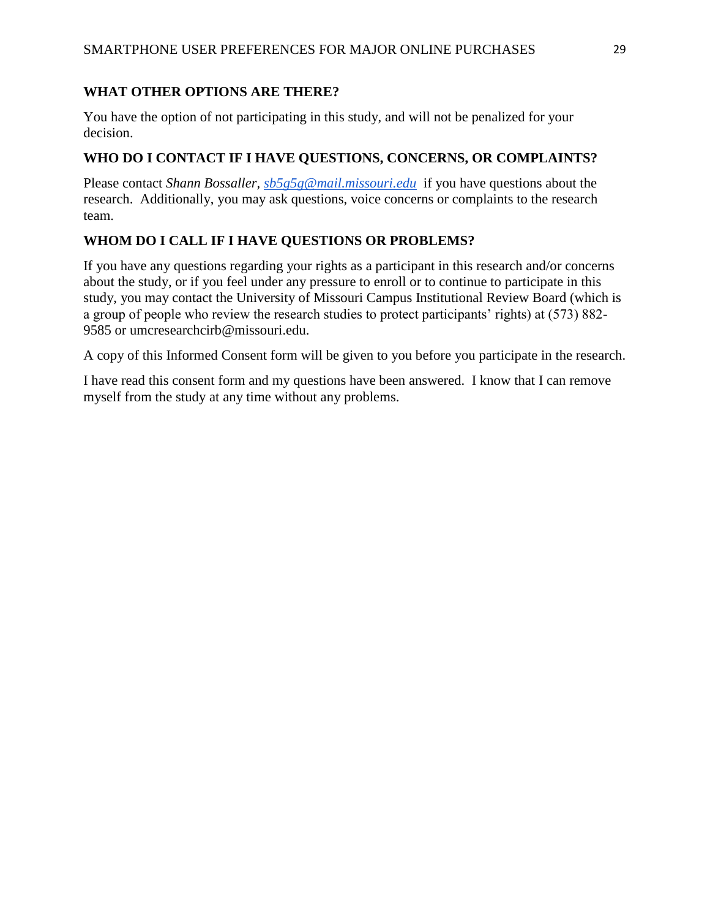**WHAT OTHER OPTIONS ARE THERE?**

You have the option of not participating in this study, and will not be penalized for your decision.

**WHO DO I CONTACT IF I HAVE QUESTIONS, CONCERNS, OR COMPLAINTS?**

Please contact *Shann Bossaller*, *sb5g5g@mail.missouri.edu* if you have questions about the research. Additionally, you may ask questions, voice concerns or complaints to the research team.

**WHOM DO I CALL IF I HAVE QUESTIONS OR PROBLEMS?**

If you have any questions regarding your rights as a participant in this research and/or concerns about the study, or if you feel under any pressure to enroll or to continue to participate in this study, you may contact the University of Missouri Campus Institutional Review Board (which is a group of people who review the research studies to protect participants' rights) at (573) 882-9585 or umcresearchcirb@missouri.edu.

A copy of this Informed Consent form will be given to you before you participate in the research.

I have read this consent form and my questions have been answered. I know that I can remove myself from the study at any time without any problems.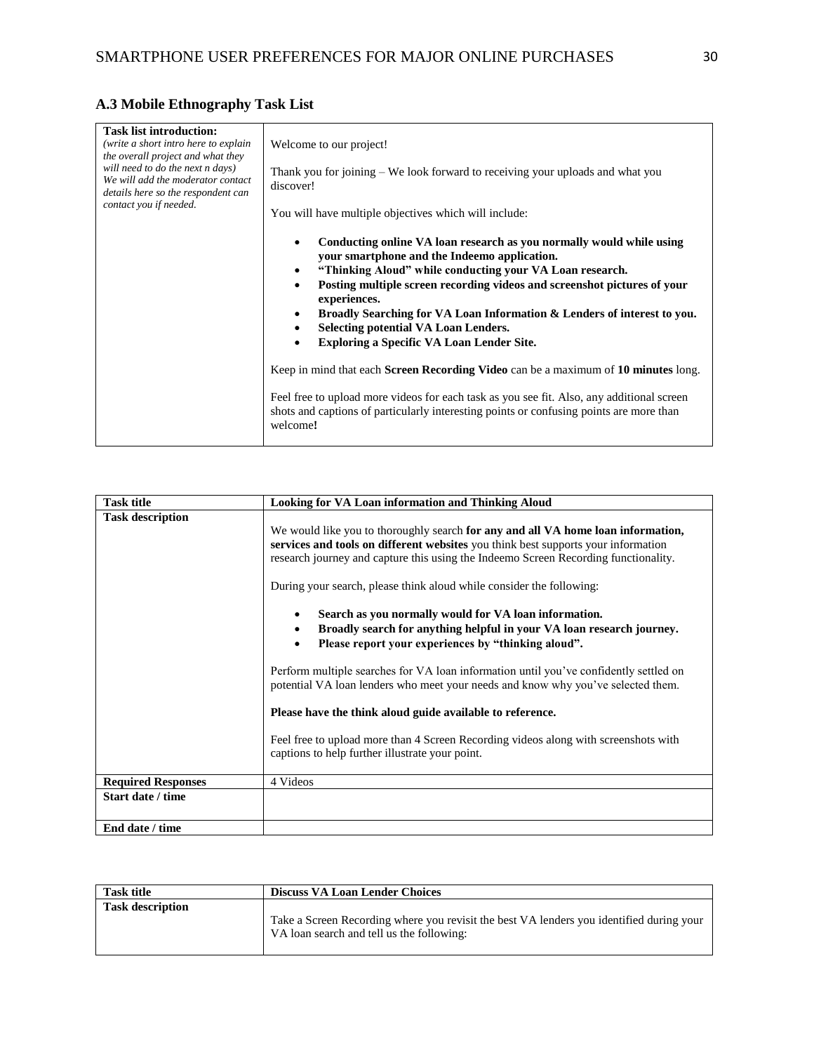### A.3 Mobile Ethnography Task List

| **Task list introduction:** *(write a short intro here to explain the overall project and what they will need to do the next n days) We will add the moderator contact details here so the respondent can contact you if needed.* | Welcome to our project!<br><br>Thank you for joining – We look forward to receiving your uploads and what you discover!<br><br>You will have multiple objectives which will include:<br><br>• **Conducting online VA loan research as you normally would while using your smartphone and the Indeemo application.**<br>• **"Thinking Aloud" while conducting your VA Loan research.**<br>• **Posting multiple screen recording videos and screenshot pictures of your experiences.**<br>• **Broadly Searching for VA Loan Information & Lenders of interest to you.**<br>• **Selecting potential VA Loan Lenders.**<br>• **Exploring a Specific VA Loan Lender Site.**<br><br>Keep in mind that each **Screen Recording Video** can be a maximum of **10 minutes** long.<br><br>Feel free to upload more videos for each task as you see fit. Also, any additional screen shots and captions of particularly interesting points or confusing points are more than welcome**!** |
|---|---|

| **Task title** | **Looking for VA Loan information and Thinking Aloud** |
|---|---|
| **Task description** | We would like you to thoroughly search **for any and all VA home loan information, services and tools on different websites** you think best supports your information research journey and capture this using the Indeemo Screen Recording functionality.<br><br>During your search, please think aloud while consider the following:<br><br>• **Search as you normally would for VA loan information.**<br>• **Broadly search for anything helpful in your VA loan research journey.**<br>• **Please report your experiences by "thinking aloud".**<br><br>Perform multiple searches for VA loan information until you've confidently settled on potential VA loan lenders who meet your needs and know why you've selected them.<br><br>**Please have the think aloud guide available to reference.**<br><br>Feel free to upload more than 4 Screen Recording videos along with screenshots with captions to help further illustrate your point. |
| **Required Responses** | 4 Videos |
| **Start date / time** | |
| **End date / time** | |

| **Task title** | **Discuss VA Loan Lender Choices** |
|---|---|
| **Task description** | Take a Screen Recording where you revisit the best VA lenders you identified during your VA loan search and tell us the following: |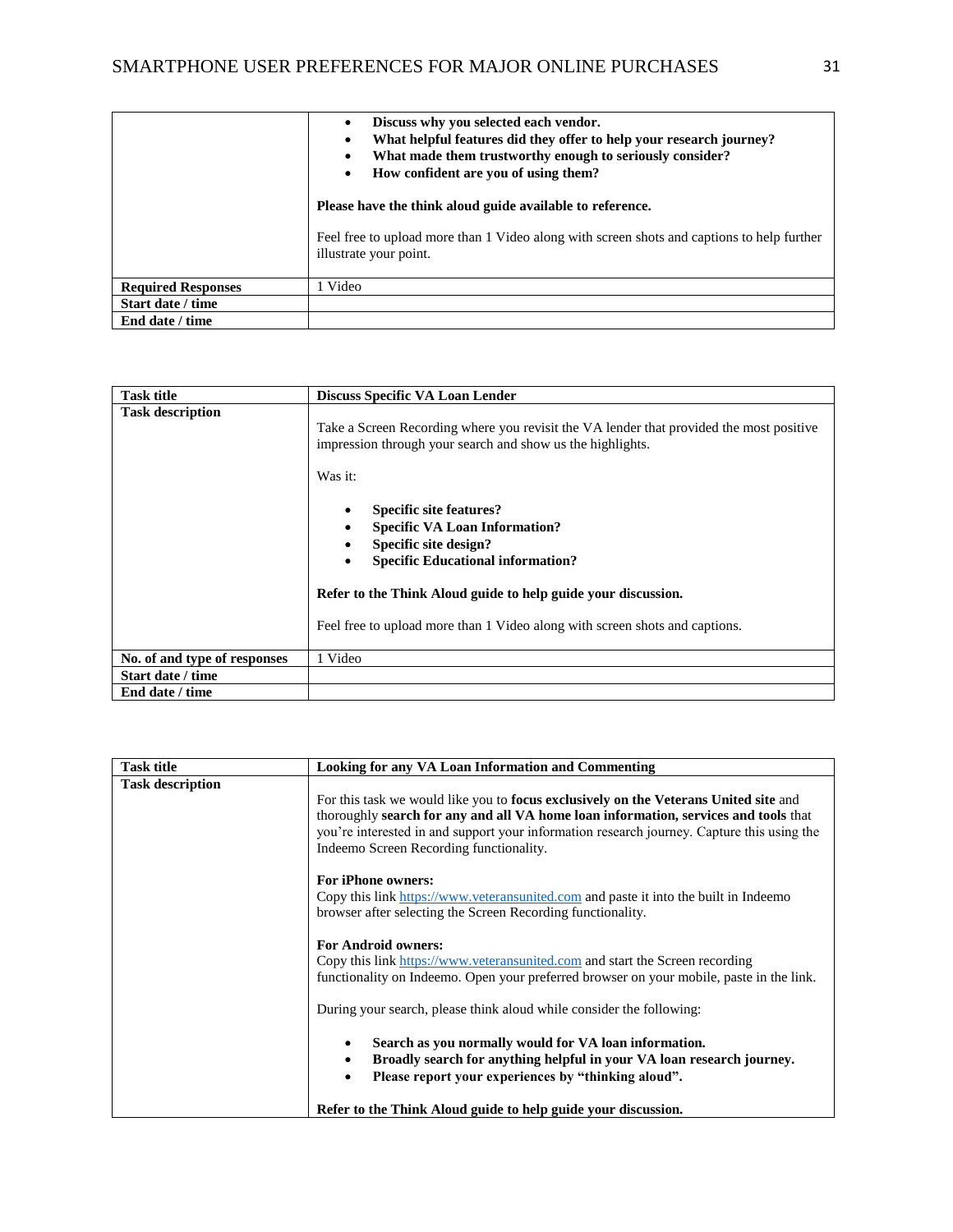| | |
|---|---|
| | • **Discuss why you selected each vendor.**<br>• **What helpful features did they offer to help your research journey?**<br>• **What made them trustworthy enough to seriously consider?**<br>• **How confident are you of using them?**<br><br>**Please have the think aloud guide available to reference.**<br><br>Feel free to upload more than 1 Video along with screen shots and captions to help further illustrate your point. |
| **Required Responses** | 1 Video |
| **Start date / time** | |
| **End date / time** | |

| **Task title** | **Discuss Specific VA Loan Lender** |
|---|---|
| **Task description** | Take a Screen Recording where you revisit the VA lender that provided the most positive impression through your search and show us the highlights.<br><br>Was it:<br><br>• **Specific site features?**<br>• **Specific VA Loan Information?**<br>• **Specific site design?**<br>• **Specific Educational information?**<br><br>**Refer to the Think Aloud guide to help guide your discussion.**<br><br>Feel free to upload more than 1 Video along with screen shots and captions. |
| **No. of and type of responses** | 1 Video |
| **Start date / time** | |
| **End date / time** | |

| **Task title** | **Looking for any VA Loan Information and Commenting** |
|---|---|
| **Task description** | For this task we would like you to **focus exclusively on the Veterans United site** and thoroughly **search for any and all VA home loan information, services and tools** that you're interested in and support your information research journey. Capture this using the Indeemo Screen Recording functionality.<br><br>**For iPhone owners:**<br>Copy this link https://www.veteransunited.com and paste it into the built in Indeemo browser after selecting the Screen Recording functionality.<br><br>**For Android owners:**<br>Copy this link https://www.veteransunited.com and start the Screen recording functionality on Indeemo. Open your preferred browser on your mobile, paste in the link.<br><br>During your search, please think aloud while consider the following:<br><br>• **Search as you normally would for VA loan information.**<br>• **Broadly search for anything helpful in your VA loan research journey.**<br>• **Please report your experiences by "thinking aloud".**<br><br>**Refer to the Think Aloud guide to help guide your discussion.** |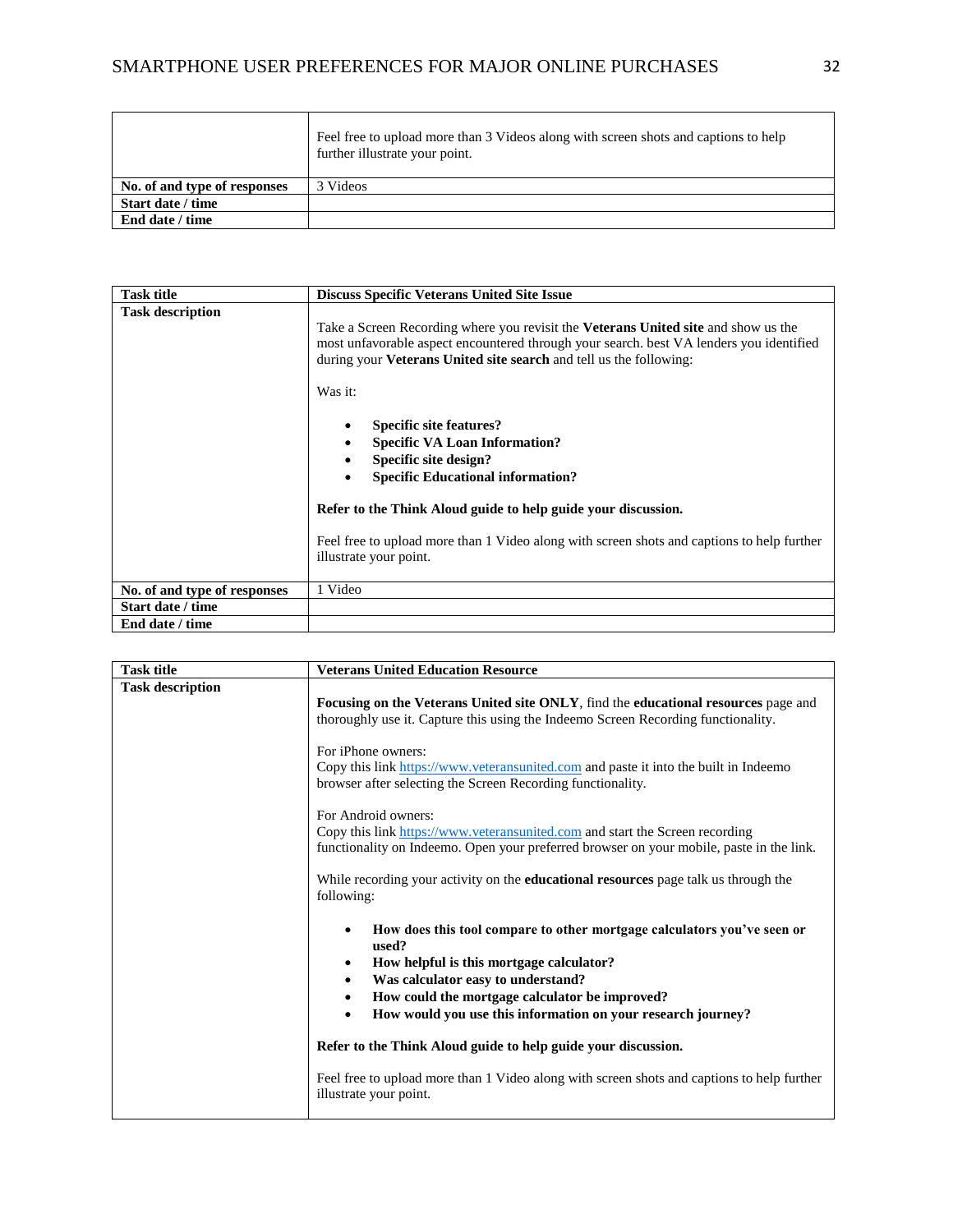| | |
|---|---|
| | Feel free to upload more than 3 Videos along with screen shots and captions to help further illustrate your point. |
| **No. of and type of responses** | 3 Videos |
| **Start date / time** | |
| **End date / time** | |

| **Task title** | **Discuss Specific Veterans United Site Issue** |
|---|---|
| **Task description** | Take a Screen Recording where you revisit the **Veterans United site** and show us the most unfavorable aspect encountered through your search. best VA lenders you identified during your **Veterans United site search** and tell us the following:<br><br>Was it:<br><br>• **Specific site features?**<br>• **Specific VA Loan Information?**<br>• **Specific site design?**<br>• **Specific Educational information?**<br><br>**Refer to the Think Aloud guide to help guide your discussion.**<br><br>Feel free to upload more than 1 Video along with screen shots and captions to help further illustrate your point. |
| **No. of and type of responses** | 1 Video |
| **Start date / time** | |
| **End date / time** | |

| **Task title** | **Veterans United Education Resource** |
|---|---|
| **Task description** | **Focusing on the Veterans United site ONLY**, find the **educational resources** page and thoroughly use it. Capture this using the Indeemo Screen Recording functionality.<br><br>For iPhone owners:<br>Copy this link https://www.veteransunited.com and paste it into the built in Indeemo browser after selecting the Screen Recording functionality.<br><br>For Android owners:<br>Copy this link https://www.veteransunited.com and start the Screen recording functionality on Indeemo. Open your preferred browser on your mobile, paste in the link.<br><br>While recording your activity on the **educational resources** page talk us through the following:<br><br>• **How does this tool compare to other mortgage calculators you've seen or used?**<br>• **How helpful is this mortgage calculator?**<br>• **Was calculator easy to understand?**<br>• **How could the mortgage calculator be improved?**<br>• **How would you use this information on your research journey?**<br><br>**Refer to the Think Aloud guide to help guide your discussion.**<br><br>Feel free to upload more than 1 Video along with screen shots and captions to help further illustrate your point. |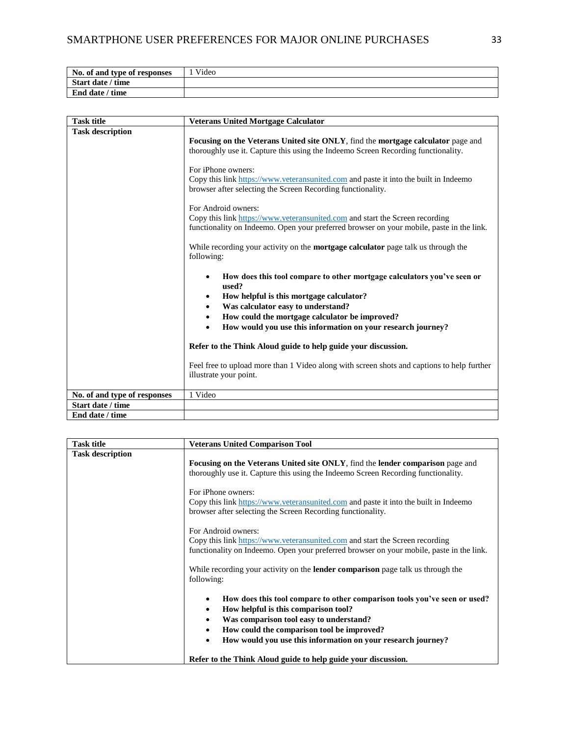| No. of and type of responses | 1 Video |
| --- | --- |
| **Start date / time** | |
| **End date / time** | |

| **Task title** | **Veterans United Mortgage Calculator** |
| --- | --- |
| **Task description** | **Focusing on the Veterans United site ONLY**, find the **mortgage calculator** page and thoroughly use it. Capture this using the Indeemo Screen Recording functionality.<br><br>For iPhone owners:<br>Copy this link https://www.veteransunited.com and paste it into the built in Indeemo browser after selecting the Screen Recording functionality.<br><br>For Android owners:<br>Copy this link https://www.veteransunited.com and start the Screen recording functionality on Indeemo. Open your preferred browser on your mobile, paste in the link.<br><br>While recording your activity on the **mortgage calculator** page talk us through the following:<br><br>• **How does this tool compare to other mortgage calculators you've seen or used?**<br>• **How helpful is this mortgage calculator?**<br>• **Was calculator easy to understand?**<br>• **How could the mortgage calculator be improved?**<br>• **How would you use this information on your research journey?**<br><br>**Refer to the Think Aloud guide to help guide your discussion.**<br><br>Feel free to upload more than 1 Video along with screen shots and captions to help further illustrate your point. |
| **No. of and type of responses** | 1 Video |
| **Start date / time** | |
| **End date / time** | |

| **Task title** | **Veterans United Comparison Tool** |
| --- | --- |
| **Task description** | **Focusing on the Veterans United site ONLY**, find the **lender comparison** page and thoroughly use it. Capture this using the Indeemo Screen Recording functionality.<br><br>For iPhone owners:<br>Copy this link https://www.veteransunited.com and paste it into the built in Indeemo browser after selecting the Screen Recording functionality.<br><br>For Android owners:<br>Copy this link https://www.veteransunited.com and start the Screen recording functionality on Indeemo. Open your preferred browser on your mobile, paste in the link.<br><br>While recording your activity on the **lender comparison** page talk us through the following:<br><br>• **How does this tool compare to other comparison tools you've seen or used?**<br>• **How helpful is this comparison tool?**<br>• **Was comparison tool easy to understand?**<br>• **How could the comparison tool be improved?**<br>• **How would you use this information on your research journey?**<br><br>**Refer to the Think Aloud guide to help guide your discussion.** |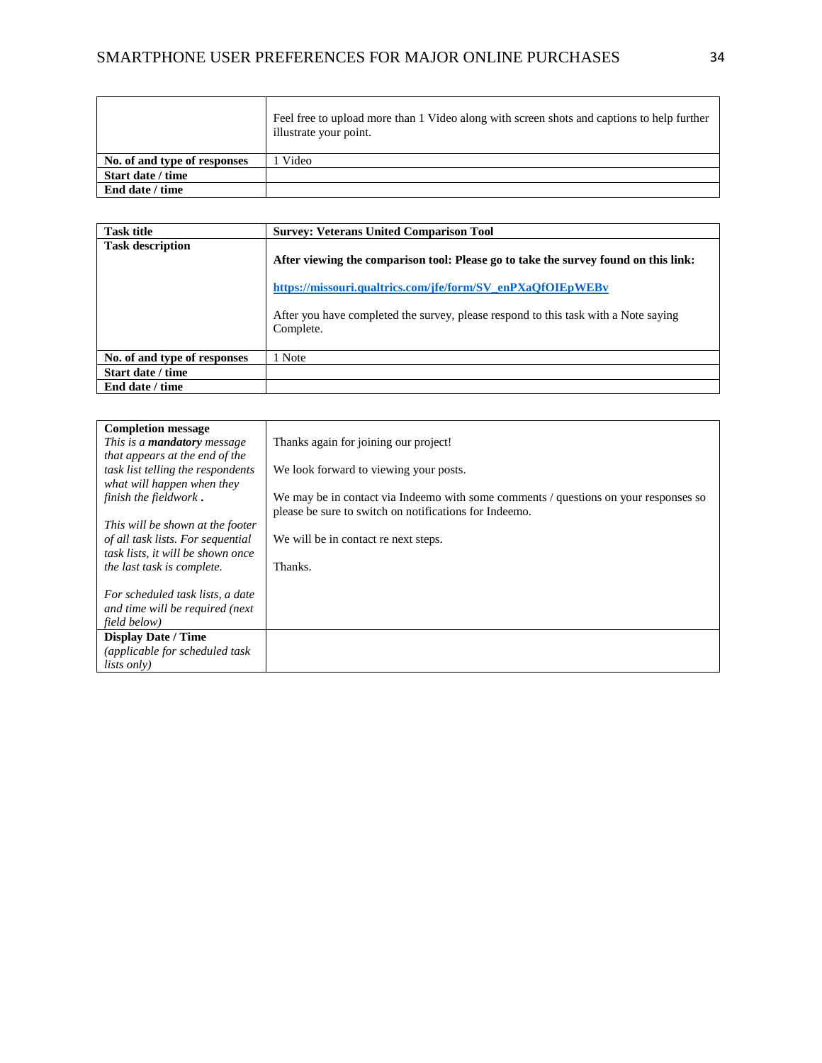| | |
|---|---|
| | Feel free to upload more than 1 Video along with screen shots and captions to help further illustrate your point. |
| **No. of and type of responses** | 1 Video |
| **Start date / time** | |
| **End date / time** | |

| **Task title** | **Survey: Veterans United Comparison Tool** |
|---|---|
| **Task description** | **After viewing the comparison tool: Please go to take the survey found on this link:** <br><br> **https://missouri.qualtrics.com/jfe/form/SV_enPXaQfOIEpWEBv** <br><br> After you have completed the survey, please respond to this task with a Note saying Complete. |
| **No. of and type of responses** | 1 Note |
| **Start date / time** | |
| **End date / time** | |

| | |
|---|---|
| **Completion message** <br> *This is a **mandatory** message that appears at the end of the task list telling the respondents what will happen when they finish the fieldwork* **.** <br><br> *This will be shown at the footer of all task lists. For sequential task lists, it will be shown once the last task is complete.* <br><br> *For scheduled task lists, a date and time will be required (next field below)* | Thanks again for joining our project! <br><br> We look forward to viewing your posts. <br><br> We may be in contact via Indeemo with some comments / questions on your responses so please be sure to switch on notifications for Indeemo. <br><br> We will be in contact re next steps. <br><br> Thanks. |
| **Display Date / Time** <br> *(applicable for scheduled task lists only)* | |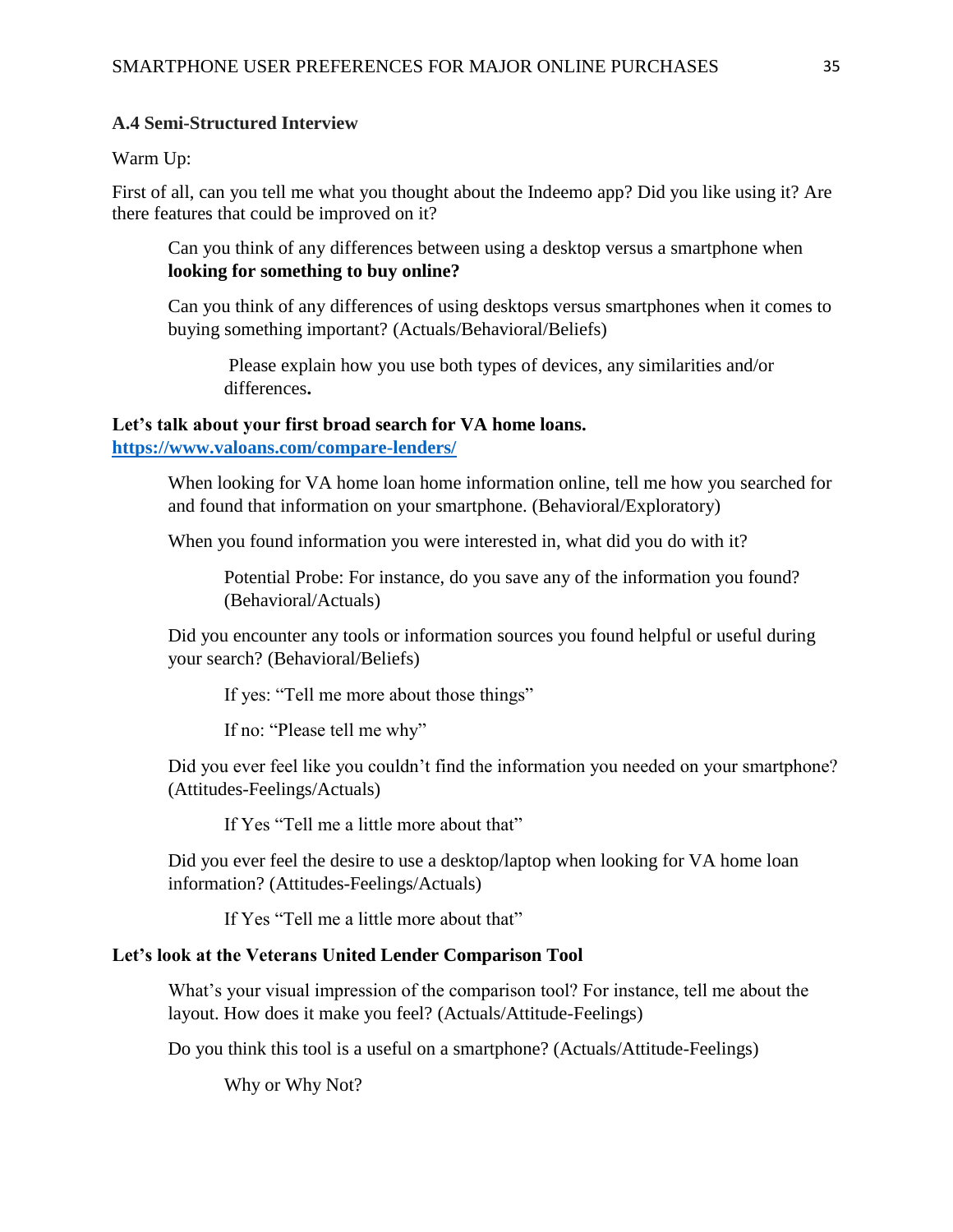### A.4 Semi-Structured Interview

Warm Up:

First of all, can you tell me what you thought about the Indeemo app? Did you like using it? Are there features that could be improved on it?

> Can you think of any differences between using a desktop versus a smartphone when **looking for something to buy online?**
>
> Can you think of any differences of using desktops versus smartphones when it comes to buying something important? (Actuals/Behavioral/Beliefs)
>
> > Please explain how you use both types of devices, any similarities and/or differences**.**

**Let's talk about your first broad search for VA home loans.**
**https://www.valoans.com/compare-lenders/**

> When looking for VA home loan home information online, tell me how you searched for and found that information on your smartphone. (Behavioral/Exploratory)
>
> When you found information you were interested in, what did you do with it?
>
> > Potential Probe: For instance, do you save any of the information you found? (Behavioral/Actuals)
>
> Did you encounter any tools or information sources you found helpful or useful during your search? (Behavioral/Beliefs)
>
> > If yes: "Tell me more about those things"
> >
> > If no: "Please tell me why"
>
> Did you ever feel like you couldn't find the information you needed on your smartphone? (Attitudes-Feelings/Actuals)
>
> > If Yes "Tell me a little more about that"
>
> Did you ever feel the desire to use a desktop/laptop when looking for VA home loan information? (Attitudes-Feelings/Actuals)
>
> > If Yes "Tell me a little more about that"

**Let's look at the Veterans United Lender Comparison Tool**

> What's your visual impression of the comparison tool? For instance, tell me about the layout. How does it make you feel? (Actuals/Attitude-Feelings)
>
> Do you think this tool is a useful on a smartphone? (Actuals/Attitude-Feelings)
>
> > Why or Why Not?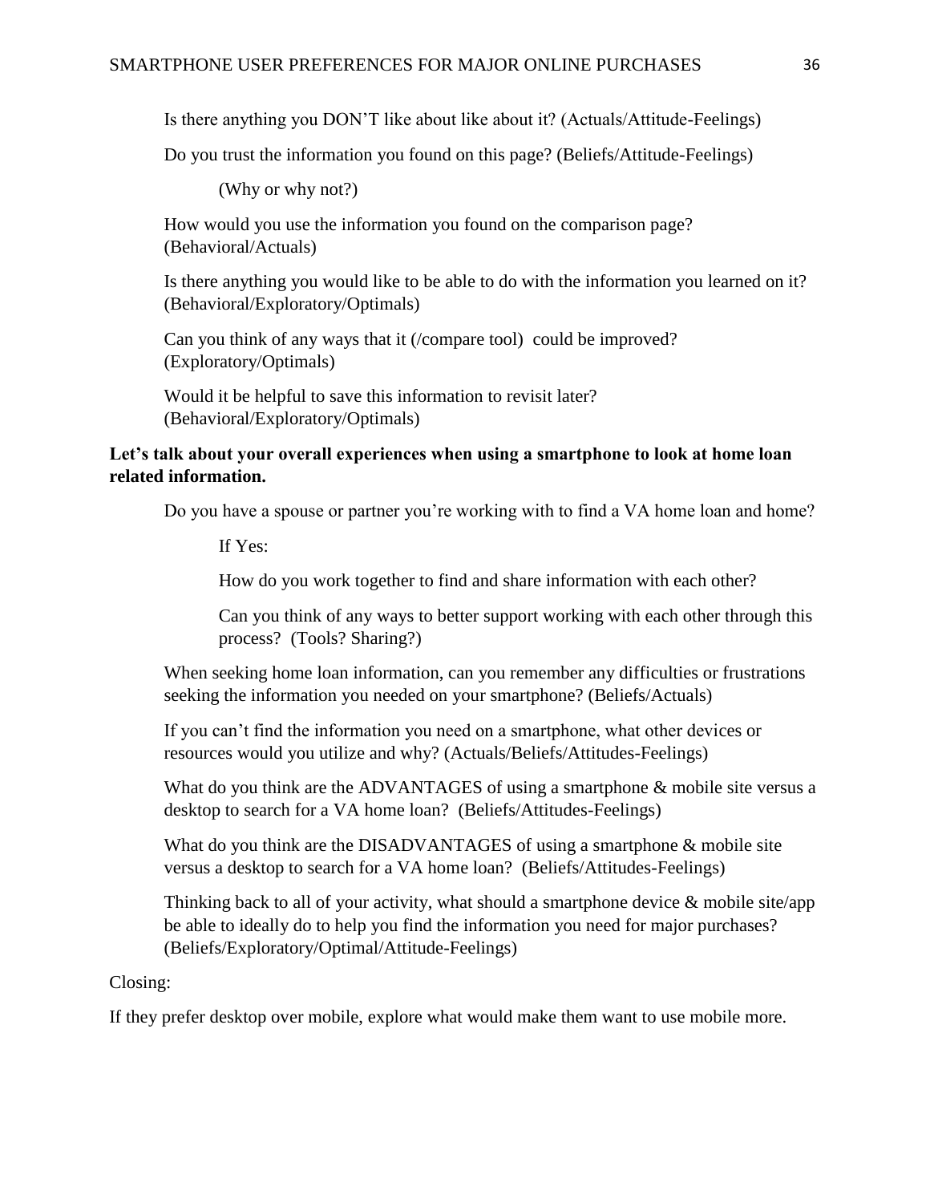Is there anything you DON'T like about like about it? (Actuals/Attitude-Feelings)

Do you trust the information you found on this page? (Beliefs/Attitude-Feelings)

(Why or why not?)

How would you use the information you found on the comparison page? (Behavioral/Actuals)

Is there anything you would like to be able to do with the information you learned on it? (Behavioral/Exploratory/Optimals)

Can you think of any ways that it (/compare tool) could be improved? (Exploratory/Optimals)

Would it be helpful to save this information to revisit later? (Behavioral/Exploratory/Optimals)

**Let's talk about your overall experiences when using a smartphone to look at home loan related information.**

Do you have a spouse or partner you're working with to find a VA home loan and home?

If Yes:

How do you work together to find and share information with each other?

Can you think of any ways to better support working with each other through this process? (Tools? Sharing?)

When seeking home loan information, can you remember any difficulties or frustrations seeking the information you needed on your smartphone? (Beliefs/Actuals)

If you can't find the information you need on a smartphone, what other devices or resources would you utilize and why? (Actuals/Beliefs/Attitudes-Feelings)

What do you think are the ADVANTAGES of using a smartphone & mobile site versus a desktop to search for a VA home loan? (Beliefs/Attitudes-Feelings)

What do you think are the DISADVANTAGES of using a smartphone & mobile site versus a desktop to search for a VA home loan? (Beliefs/Attitudes-Feelings)

Thinking back to all of your activity, what should a smartphone device & mobile site/app be able to ideally do to help you find the information you need for major purchases? (Beliefs/Exploratory/Optimal/Attitude-Feelings)

Closing:

If they prefer desktop over mobile, explore what would make them want to use mobile more.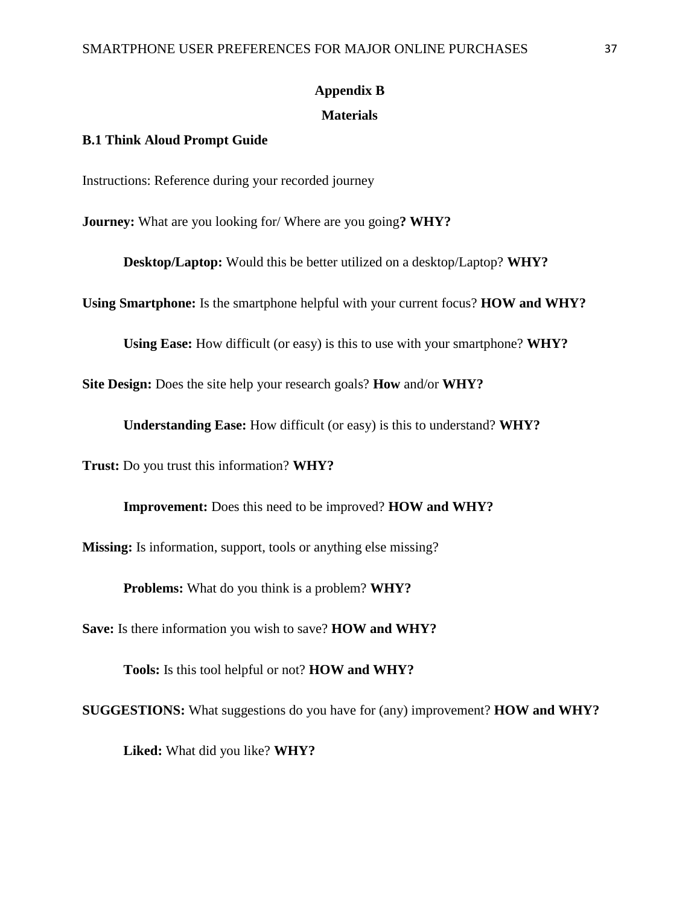# Appendix B

## Materials

### B.1 Think Aloud Prompt Guide

Instructions: Reference during your recorded journey

**Journey:** What are you looking for/ Where are you going**? WHY?**

> **Desktop/Laptop:** Would this be better utilized on a desktop/Laptop? **WHY?**

**Using Smartphone:** Is the smartphone helpful with your current focus? **HOW and WHY?**

> **Using Ease:** How difficult (or easy) is this to use with your smartphone? **WHY?**

**Site Design:** Does the site help your research goals? **How** and/or **WHY?**

> **Understanding Ease:** How difficult (or easy) is this to understand? **WHY?**

**Trust:** Do you trust this information? **WHY?**

> **Improvement:** Does this need to be improved? **HOW and WHY?**

**Missing:** Is information, support, tools or anything else missing?

> **Problems:** What do you think is a problem? **WHY?**

**Save:** Is there information you wish to save? **HOW and WHY?**

> **Tools:** Is this tool helpful or not? **HOW and WHY?**

**SUGGESTIONS:** What suggestions do you have for (any) improvement? **HOW and WHY?**

> **Liked:** What did you like? **WHY?**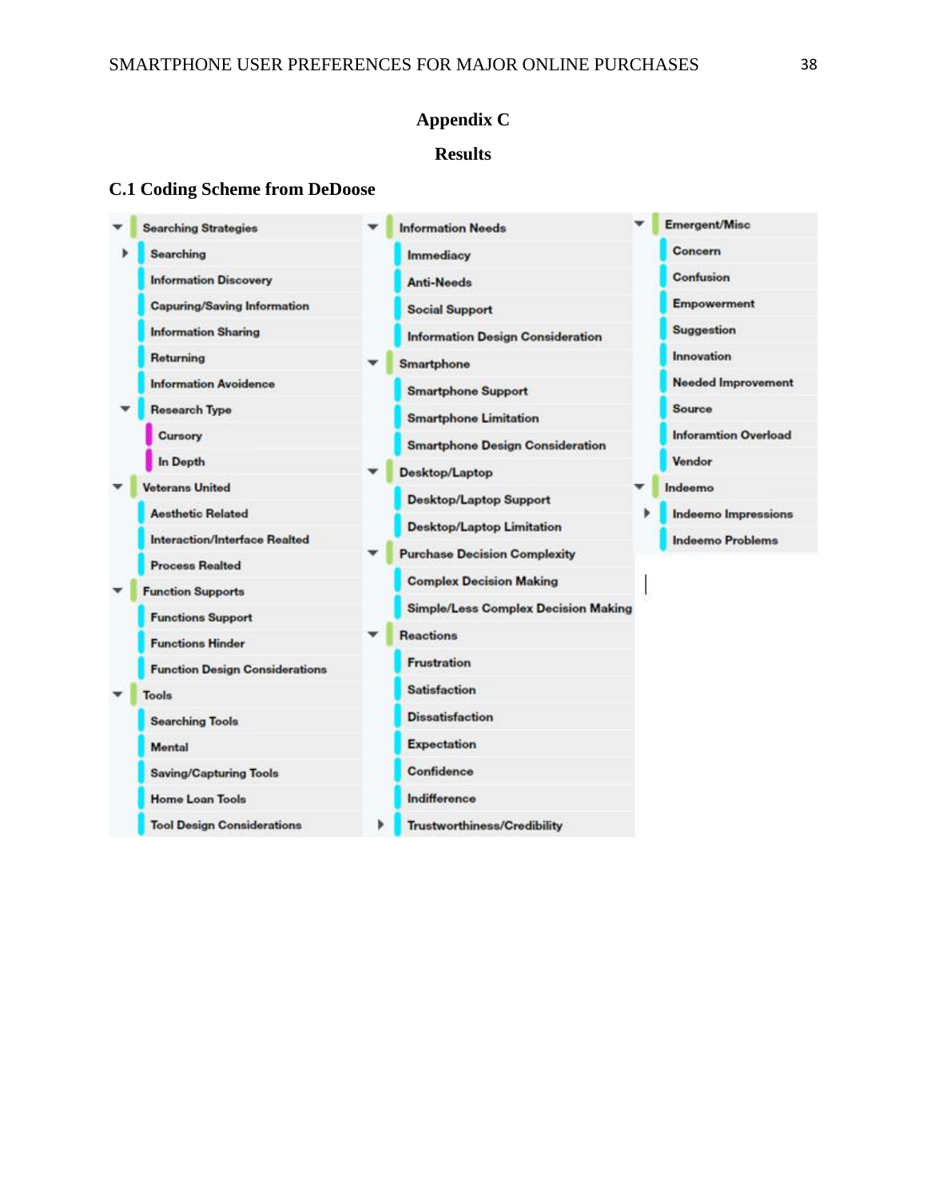# Appendix C

## Results

### C.1 Coding Scheme from DeDoose

- Searching Strategies
  - Searching
  - Information Discovery
  - Capuring/Saving Information
  - Information Sharing
  - Returning
  - Information Avoidence
  - Research Type
    - Cursory
    - In Depth
- Veterans United
  - Aesthetic Related
  - Interaction/Interface Realted
  - Process Realted
- Function Supports
  - Functions Support
  - Functions Hinder
  - Function Design Considerations
- Tools
  - Searching Tools
  - Mental
  - Saving/Capturing Tools
  - Home Loan Tools
  - Tool Design Considerations
- Information Needs
  - Immediacy
  - Anti-Needs
  - Social Support
  - Information Design Consideration
- Smartphone
  - Smartphone Support
  - Smartphone Limitation
  - Smartphone Design Consideration
- Desktop/Laptop
  - Desktop/Laptop Support
  - Desktop/Laptop Limitation
- Purchase Decision Complexity
  - Complex Decision Making
  - Simple/Less Complex Decision Making
- Reactions
  - Frustration
  - Satisfaction
  - Dissatisfaction
  - Expectation
  - Confidence
  - Indifference
  - Trustworthiness/Credibility
- Emergent/Misc
  - Concern
  - Confusion
  - Empowerment
  - Suggestion
  - Innovation
  - Needed Improvement
  - Source
  - Inforamtion Overload
  - Vendor
- Indeemo
  - Indeemo Impressions
  - Indeemo Problems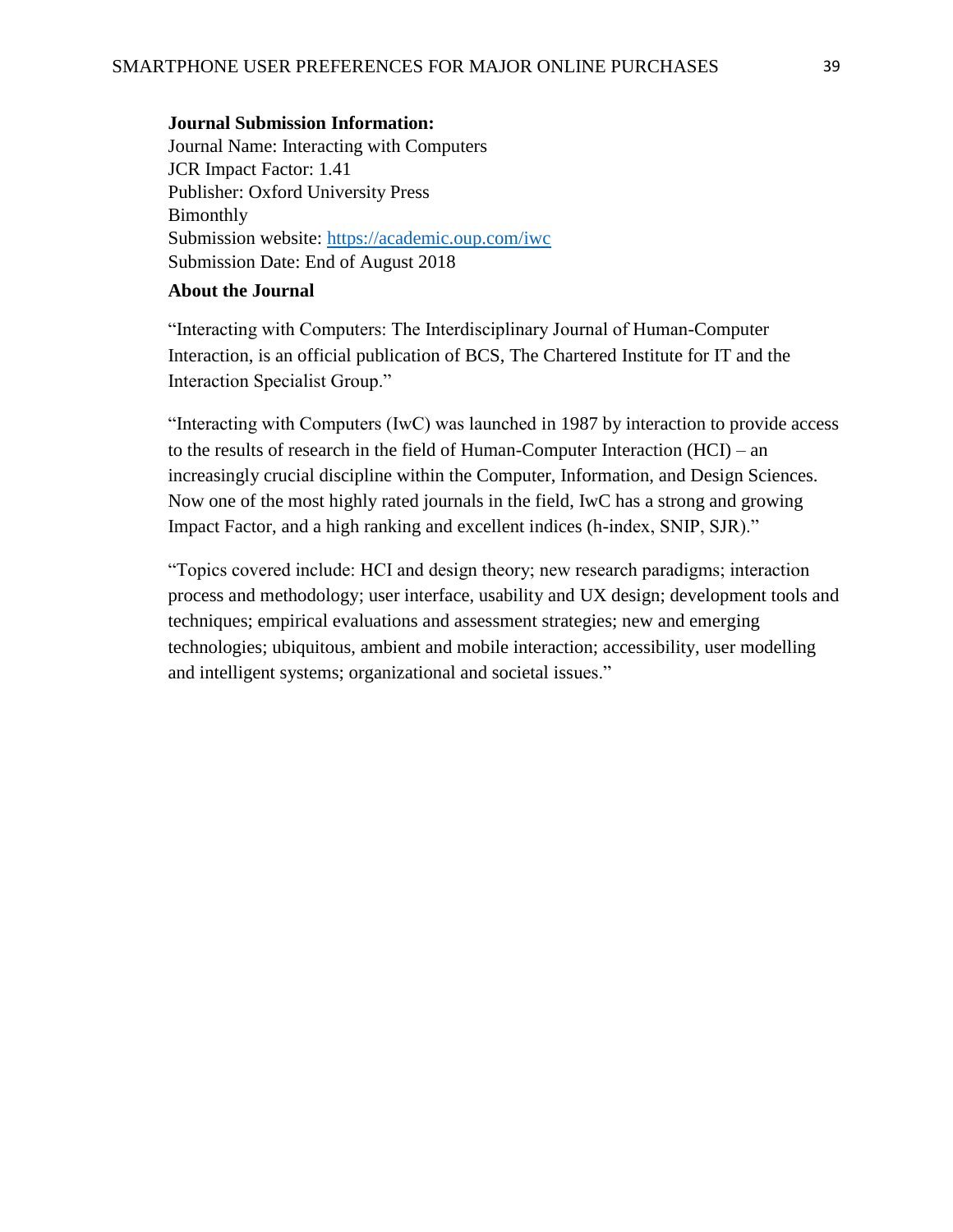**Journal Submission Information:**
Journal Name: Interacting with Computers
JCR Impact Factor: 1.41
Publisher: Oxford University Press
Bimonthly
Submission website: https://academic.oup.com/iwc
Submission Date: End of August 2018

**About the Journal**

"Interacting with Computers: The Interdisciplinary Journal of Human-Computer Interaction, is an official publication of BCS, The Chartered Institute for IT and the Interaction Specialist Group."

"Interacting with Computers (IwC) was launched in 1987 by interaction to provide access to the results of research in the field of Human-Computer Interaction (HCI) – an increasingly crucial discipline within the Computer, Information, and Design Sciences. Now one of the most highly rated journals in the field, IwC has a strong and growing Impact Factor, and a high ranking and excellent indices (h-index, SNIP, SJR)."

"Topics covered include: HCI and design theory; new research paradigms; interaction process and methodology; user interface, usability and UX design; development tools and techniques; empirical evaluations and assessment strategies; new and emerging technologies; ubiquitous, ambient and mobile interaction; accessibility, user modelling and intelligent systems; organizational and societal issues."